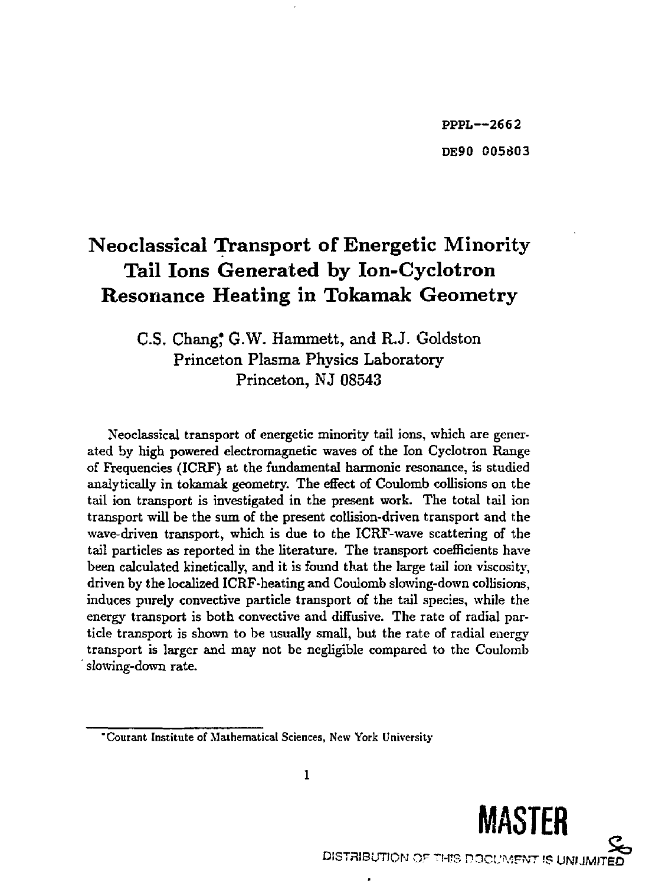PPPL--2662

DE90 005803

# Neoclassical Transport of Energetic Minority Tail Ions Generated by Ion-Cyclotron Resonance Heating in Tokamak Geometry

C.S. Chang*, G.W. Hammett, and R.J. Goldston
Princeton Plasma Physics Laboratory
Princeton, NJ 08543

Neoclassical transport of energetic minority tail ions, which are generated by high powered electromagnetic waves of the Ion Cyclotron Range of Frequencies (ICRF) at the fundamental harmonic resonance, is studied analytically in tokamak geometry. The effect of Coulomb collisions on the tail ion transport is investigated in the present work. The total tail ion transport will be the sum of the present collision-driven transport and the wave-driven transport, which is due to the ICRF-wave scattering of the tail particles as reported in the literature. The transport coefficients have been calculated kinetically, and it is found that the large tail ion viscosity, driven by the localized ICRF-heating and Coulomb slowing-down collisions, induces purely convective particle transport of the tail species, while the energy transport is both convective and diffusive. The rate of radial particle transport is shown to be usually small, but the rate of radial energy transport is larger and may not be negligible compared to the Coulomb slowing-down rate.

*Courant Institute of Mathematical Sciences, New York University

**MASTER**

DISTRIBUTION OF THIS DOCUMENT IS UNLIMITED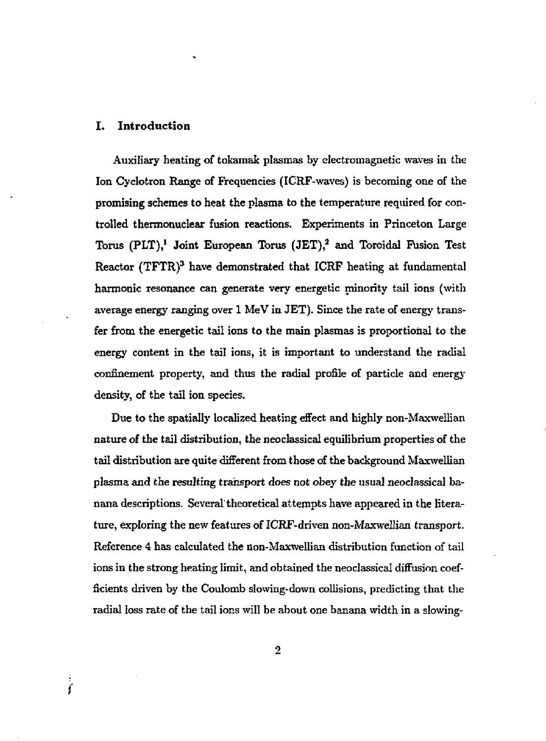## I. Introduction

Auxiliary heating of tokamak plasmas by electromagnetic waves in the Ion Cyclotron Range of Frequencies (ICRF-waves) is becoming one of the promising schemes to heat the plasma to the temperature required for controlled thermonuclear fusion reactions. Experiments in Princeton Large Torus (PLT),[1] Joint European Torus (JET),[2] and Toroidal Fusion Test Reactor (TFTR)[3] have demonstrated that ICRF heating at fundamental harmonic resonance can generate very energetic minority tail ions (with average energy ranging over 1 MeV in JET). Since the rate of energy transfer from the energetic tail ions to the main plasmas is proportional to the energy content in the tail ions, it is important to understand the radial confinement property, and thus the radial profile of particle and energy density, of the tail ion species.

Due to the spatially localized heating effect and highly non-Maxwellian nature of the tail distribution, the neoclassical equilibrium properties of the tail distribution are quite different from those of the background Maxwellian plasma and the resulting transport does not obey the usual neoclassical banana descriptions. Several theoretical attempts have appeared in the literature, exploring the new features of ICRF-driven non-Maxwellian transport. Reference 4 has calculated the non-Maxwellian distribution function of tail ions in the strong heating limit, and obtained the neoclassical diffusion coefficients driven by the Coulomb slowing-down collisions, predicting that the radial loss rate of the tail ions will be about one banana width in a slowing-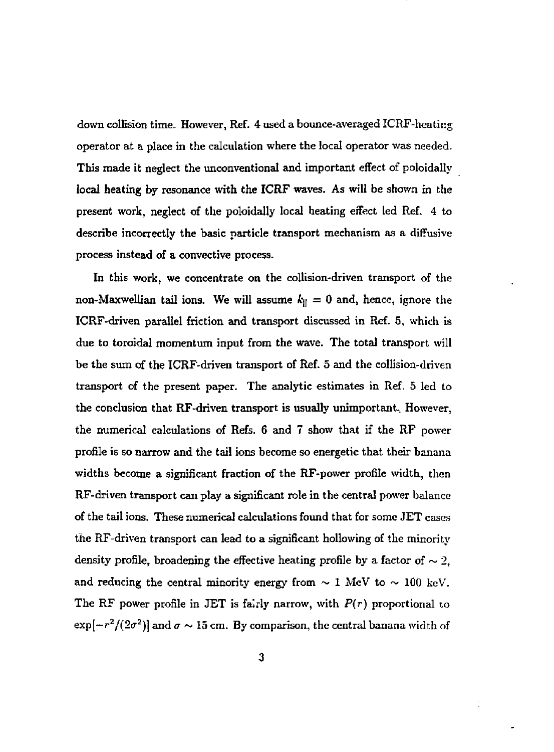down collision time. However, Ref. 4 used a bounce-averaged ICRF-heating operator at a place in the calculation where the local operator was needed. This made it neglect the unconventional and important effect of poloidally local heating by resonance with the ICRF waves. As will be shown in the present work, neglect of the poloidally local heating effect led Ref. 4 to describe incorrectly the basic particle transport mechanism as a diffusive process instead of a convective process.

In this work, we concentrate on the collision-driven transport of the non-Maxwellian tail ions. We will assume $k_{\parallel} = 0$ and, hence, ignore the ICRF-driven parallel friction and transport discussed in Ref. 5, which is due to toroidal momentum input from the wave. The total transport will be the sum of the ICRF-driven transport of Ref. 5 and the collision-driven transport of the present paper. The analytic estimates in Ref. 5 led to the conclusion that RF-driven transport is usually unimportant. However, the numerical calculations of Refs. 6 and 7 show that if the RF power profile is so narrow and the tail ions become so energetic that their banana widths become a significant fraction of the RF-power profile width, then RF-driven transport can play a significant role in the central power balance of the tail ions. These numerical calculations found that for some JET cases the RF-driven transport can lead to a significant hollowing of the minority density profile, broadening the effective heating profile by a factor of $\sim 2$, and reducing the central minority energy from $\sim 1$ MeV to $\sim 100$ keV. The RF power profile in JET is fairly narrow, with $P(r)$ proportional to $\exp[-r^2/(2\sigma^2)]$ and $\sigma \sim 15$ cm. By comparison, the central banana width of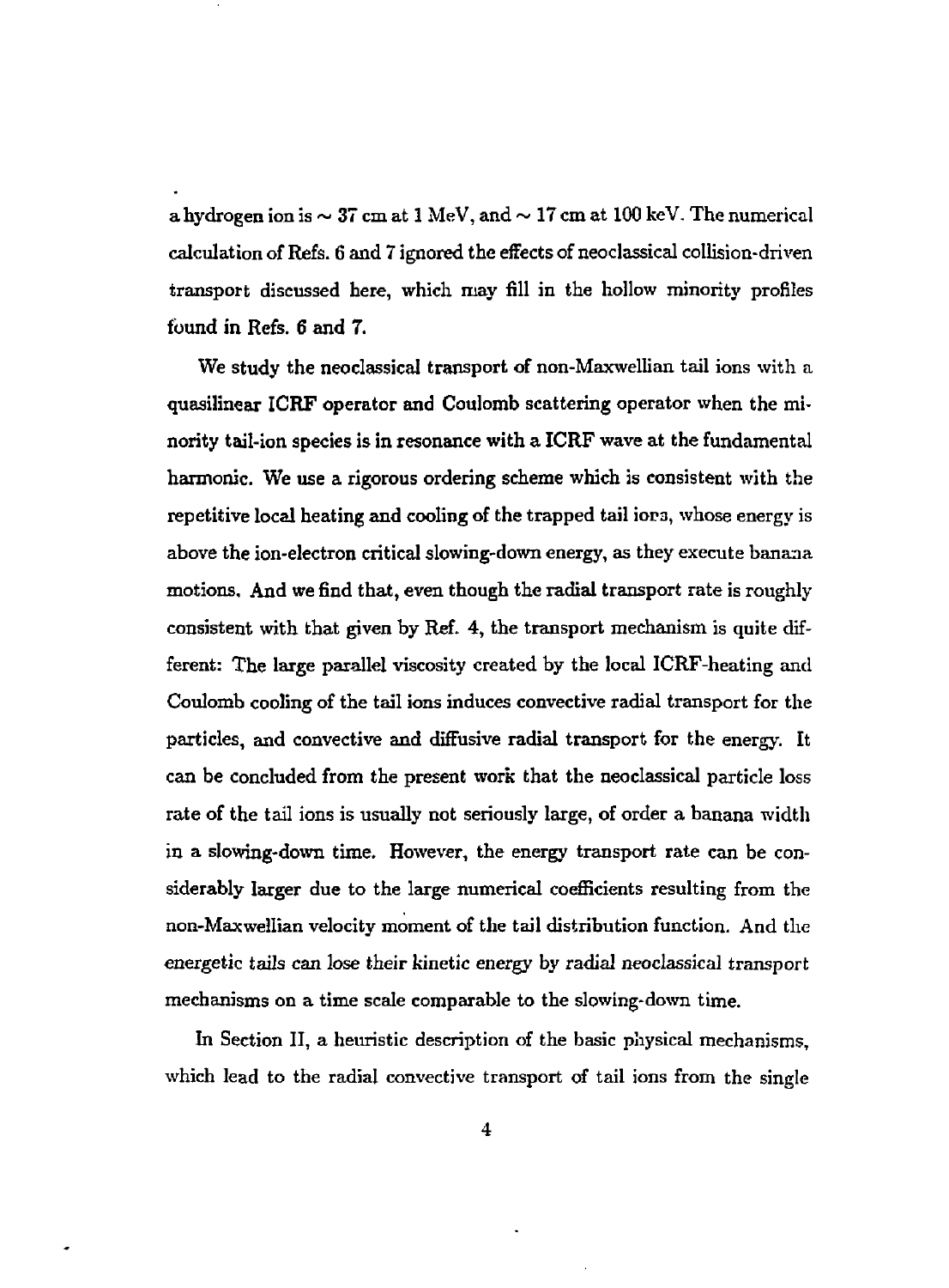a hydrogen ion is $\sim 37$ cm at 1 MeV, and $\sim 17$ cm at 100 keV. The numerical calculation of Refs. 6 and 7 ignored the effects of neoclassical collision-driven transport discussed here, which may fill in the hollow minority profiles found in Refs. 6 and 7.

We study the neoclassical transport of non-Maxwellian tail ions with a quasilinear ICRF operator and Coulomb scattering operator when the minority tail-ion species is in resonance with a ICRF wave at the fundamental harmonic. We use a rigorous ordering scheme which is consistent with the repetitive local heating and cooling of the trapped tail ions, whose energy is above the ion-electron critical slowing-down energy, as they execute banana motions. And we find that, even though the radial transport rate is roughly consistent with that given by Ref. 4, the transport mechanism is quite different: The large parallel viscosity created by the local ICRF-heating and Coulomb cooling of the tail ions induces convective radial transport for the particles, and convective and diffusive radial transport for the energy. It can be concluded from the present work that the neoclassical particle loss rate of the tail ions is usually not seriously large, of order a banana width in a slowing-down time. However, the energy transport rate can be considerably larger due to the large numerical coefficients resulting from the non-Maxwellian velocity moment of the tail distribution function. And the energetic tails can lose their kinetic energy by radial neoclassical transport mechanisms on a time scale comparable to the slowing-down time.

In Section II, a heuristic description of the basic physical mechanisms, which lead to the radial convective transport of tail ions from the single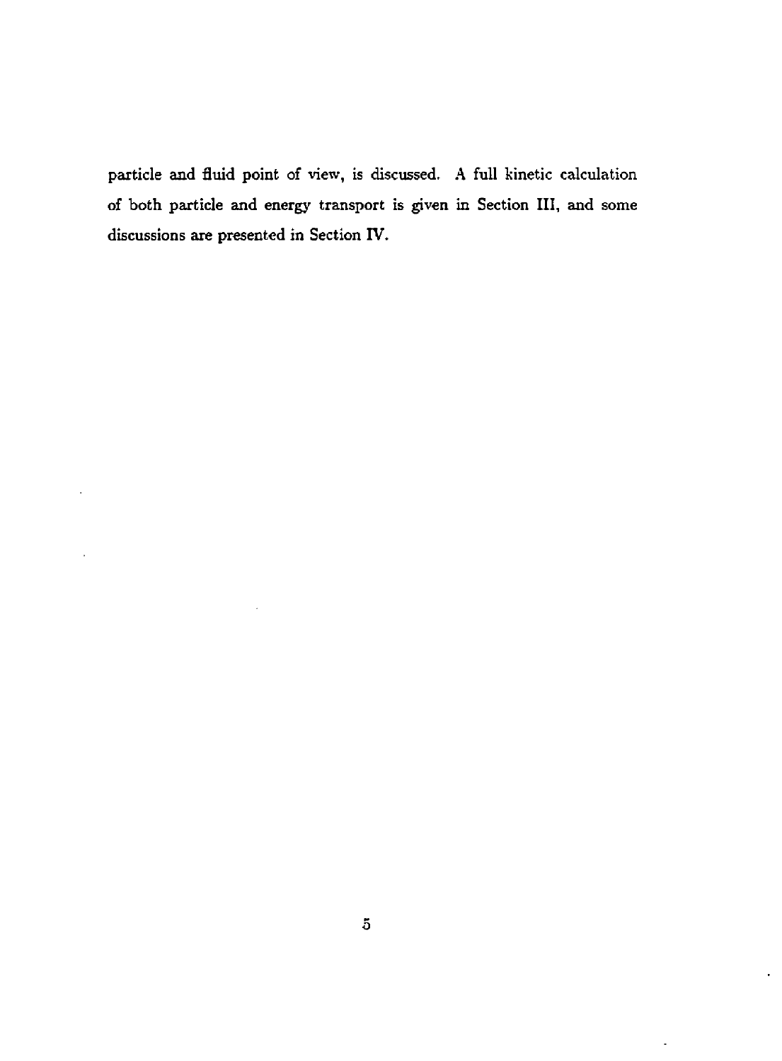particle and fluid point of view, is discussed. A full kinetic calculation of both particle and energy transport is given in Section III, and some discussions are presented in Section IV.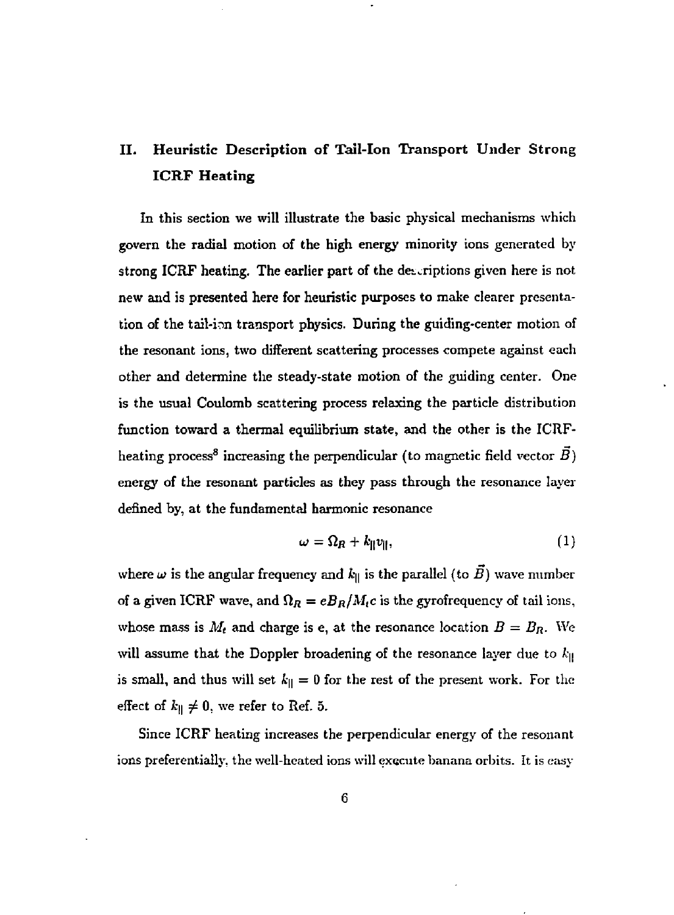## II. Heuristic Description of Tail-Ion Transport Under Strong ICRF Heating

In this section we will illustrate the basic physical mechanisms which govern the radial motion of the high energy minority ions generated by strong ICRF heating. The earlier part of the descriptions given here is not new and is presented here for heuristic purposes to make clearer presentation of the tail-ion transport physics. During the guiding-center motion of the resonant ions, two different scattering processes compete against each other and determine the steady-state motion of the guiding center. One is the usual Coulomb scattering process relaxing the particle distribution function toward a thermal equilibrium state, and the other is the ICRF-heating process[8] increasing the perpendicular (to magnetic field vector $\vec{B}$) energy of the resonant particles as they pass through the resonance layer defined by, at the fundamental harmonic resonance

$$\omega = \Omega_R + k_{\|} v_{\|}, \tag{1}$$

where $\omega$ is the angular frequency and $k_{\|}$ is the parallel (to $\vec{B}$) wave number of a given ICRF wave, and $\Omega_R = eB_R/M_t c$ is the gyrofrequency of tail ions, whose mass is $M_t$ and charge is e, at the resonance location $B = B_R$. We will assume that the Doppler broadening of the resonance layer due to $k_{\|}$ is small, and thus will set $k_{\|} = 0$ for the rest of the present work. For the effect of $k_{\|} \neq 0$, we refer to Ref. 5.

Since ICRF heating increases the perpendicular energy of the resonant ions preferentially, the well-heated ions will execute banana orbits. It is easy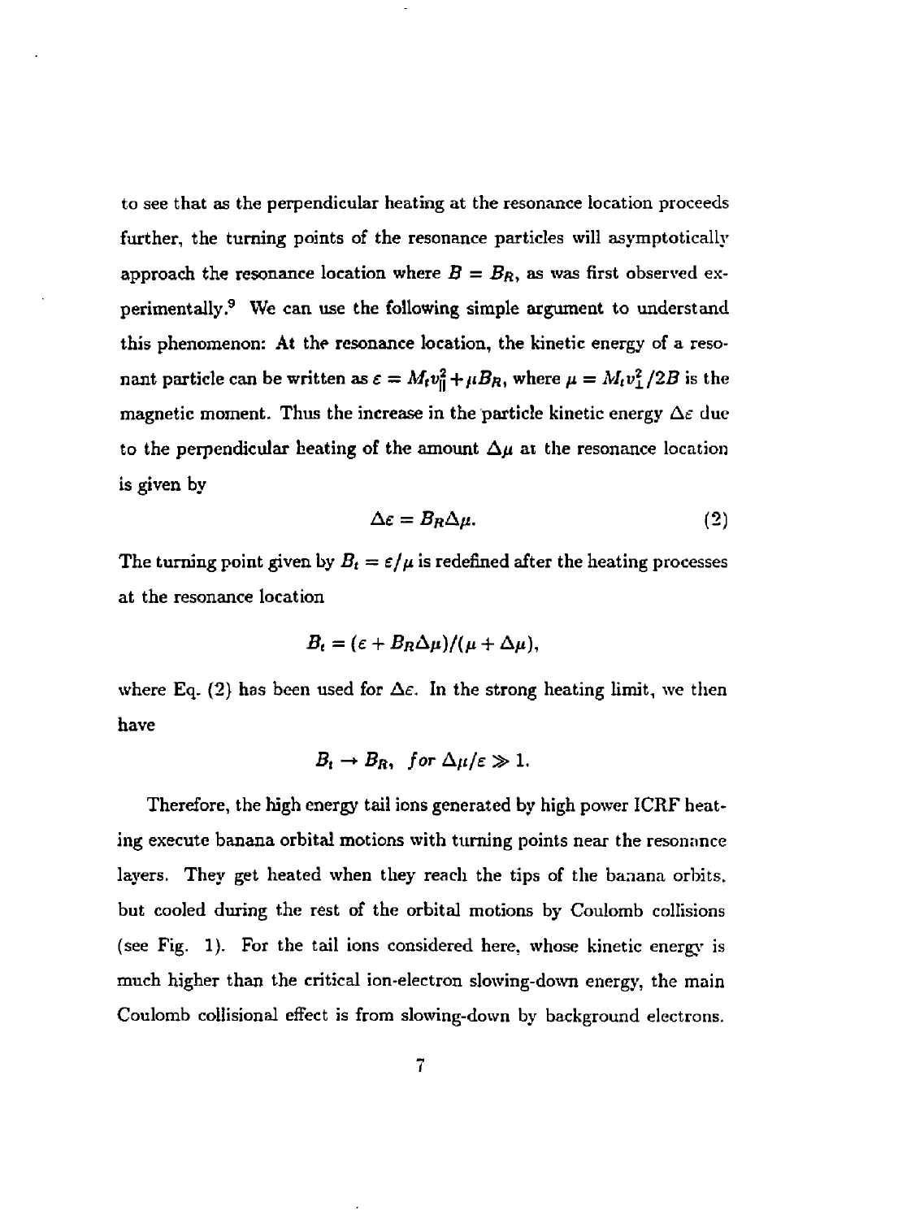to see that as the perpendicular heating at the resonance location proceeds further, the turning points of the resonance particles will asymptotically approach the resonance location where $B = B_R$, as was first observed experimentally.[9] We can use the following simple argument to understand this phenomenon: At the resonance location, the kinetic energy of a resonant particle can be written as $\varepsilon = M_t v_\parallel^2 + \mu B_R$, where $\mu = M_t v_\perp^2 / 2B$ is the magnetic moment. Thus the increase in the particle kinetic energy $\Delta\varepsilon$ due to the perpendicular heating of the amount $\Delta\mu$ at the resonance location is given by

$$\Delta\varepsilon = B_R \Delta\mu. \tag{2}$$

The turning point given by $B_t = \varepsilon/\mu$ is redefined after the heating processes at the resonance location

$$B_t = (\varepsilon + B_R \Delta\mu)/(\mu + \Delta\mu),$$

where Eq. (2) has been used for $\Delta\varepsilon$. In the strong heating limit, we then have

$$B_t \rightarrow B_R, \;\; for \;\; \Delta\mu/\varepsilon \gg 1.$$

Therefore, the high energy tail ions generated by high power ICRF heating execute banana orbital motions with turning points near the resonance layers. They get heated when they reach the tips of the banana orbits, but cooled during the rest of the orbital motions by Coulomb collisions (see Fig. 1). For the tail ions considered here, whose kinetic energy is much higher than the critical ion-electron slowing-down energy, the main Coulomb collisional effect is from slowing-down by background electrons.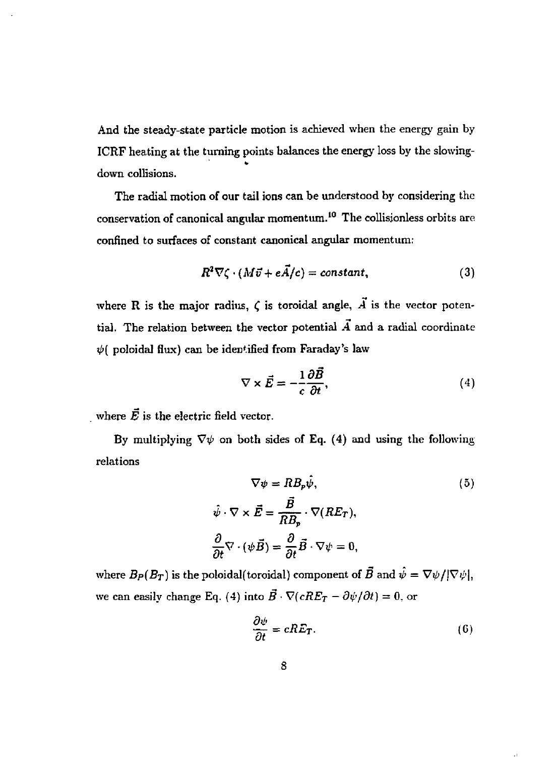And the steady-state particle motion is achieved when the energy gain by ICRF heating at the turning points balances the energy loss by the slowing-down collisions.

The radial motion of our tail ions can be understood by considering the conservation of canonical angular momentum.[10] The collisionless orbits are confined to surfaces of constant canonical angular momentum:

$$R^2\nabla\zeta \cdot (M\vec{v} + e\vec{A}/c) = constant, \tag{3}$$

where R is the major radius, $\zeta$ is toroidal angle, $\vec{A}$ is the vector potential. The relation between the vector potential $\vec{A}$ and a radial coordinate $\psi$( poloidal flux) can be identified from Faraday's law

$$\nabla \times \vec{E} = -\frac{1}{c}\frac{\partial \vec{B}}{\partial t}, \tag{4}$$

where $\vec{E}$ is the electric field vector.

By multiplying $\nabla\psi$ on both sides of Eq. (4) and using the following relations

$$\nabla\psi = RB_p\hat{\psi}, \tag{5}$$

$$\hat{\psi} \cdot \nabla \times \vec{E} = \frac{\vec{B}}{RB_p} \cdot \nabla(RE_T),$$

$$\frac{\partial}{\partial t}\nabla \cdot (\psi\vec{B}) = \frac{\partial}{\partial t}\vec{B} \cdot \nabla\psi = 0,$$

where $B_P(B_T)$ is the poloidal(toroidal) component of $\vec{B}$ and $\hat{\psi} = \nabla\psi/|\nabla\psi|$, we can easily change Eq. (4) into $\vec{B} \cdot \nabla(cRE_T - \partial\psi/\partial t) = 0$, or

$$\frac{\partial\psi}{\partial t} = cRE_T. \tag{6}$$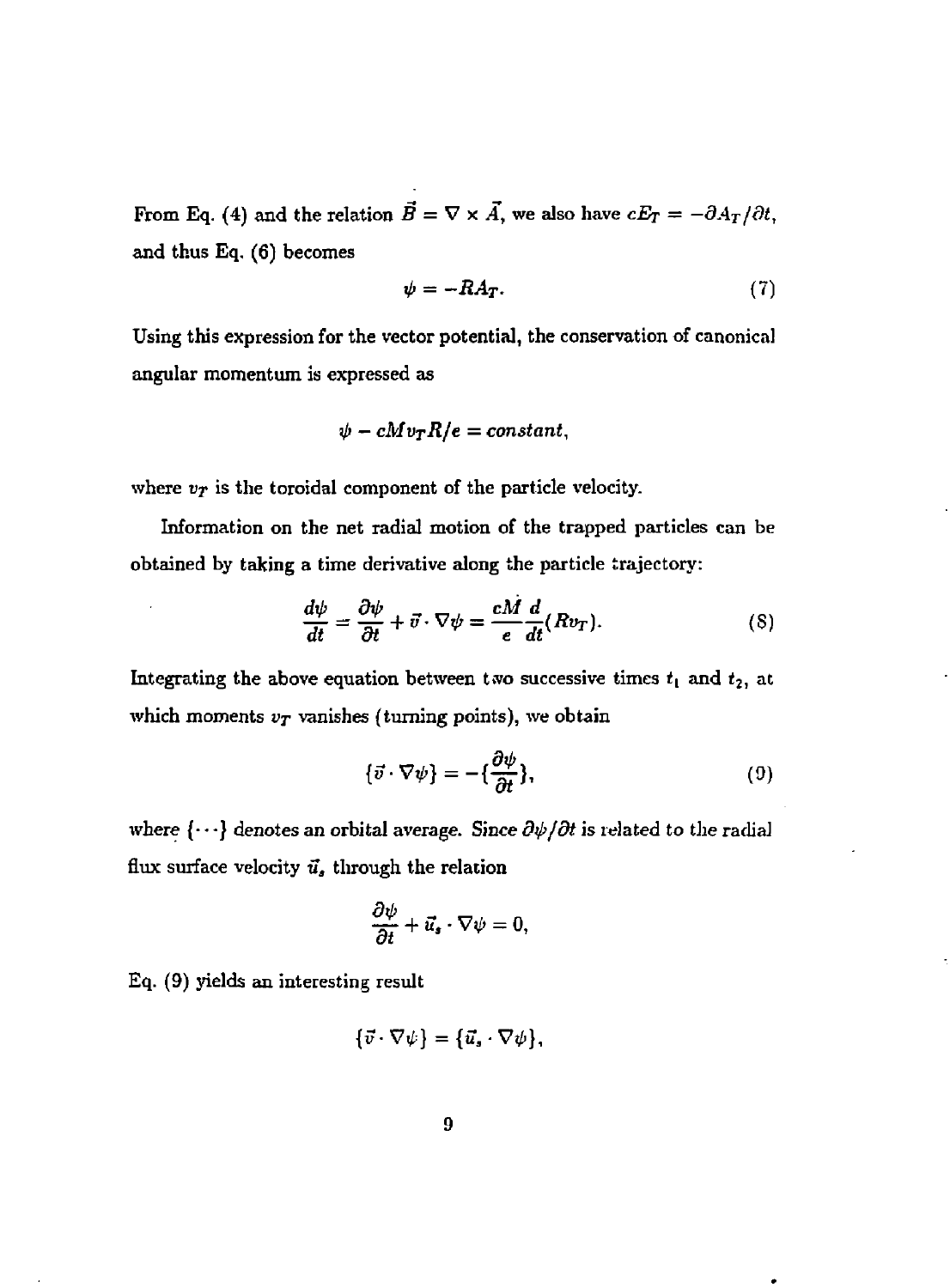From Eq. (4) and the relation $\vec{B} = \nabla \times \vec{A}$, we also have $cE_T = -\partial A_T/\partial t$, and thus Eq. (6) becomes

$$\psi = -RA_T. \tag{7}$$

Using this expression for the vector potential, the conservation of canonical angular momentum is expressed as

$$\psi - cMv_T R/e = constant,$$

where $v_T$ is the toroidal component of the particle velocity.

Information on the net radial motion of the trapped particles can be obtained by taking a time derivative along the particle trajectory:

$$\frac{d\psi}{dt} = \frac{\partial \psi}{\partial t} + \vec{v} \cdot \nabla \psi = \frac{cM}{e}\frac{d}{dt}(Rv_T). \tag{8}$$

Integrating the above equation between two successive times $t_1$ and $t_2$, at which moments $v_T$ vanishes (turning points), we obtain

$$\{\vec{v} \cdot \nabla \psi\} = -\{\frac{\partial \psi}{\partial t}\}, \tag{9}$$

where $\{\cdots\}$ denotes an orbital average. Since $\partial\psi/\partial t$ is related to the radial flux surface velocity $\vec{u}_s$ through the relation

$$\frac{\partial \psi}{\partial t} + \vec{u}_s \cdot \nabla \psi = 0,$$

Eq. (9) yields an interesting result

$$\{\vec{v} \cdot \nabla \psi\} = \{\vec{u}_s \cdot \nabla \psi\},$$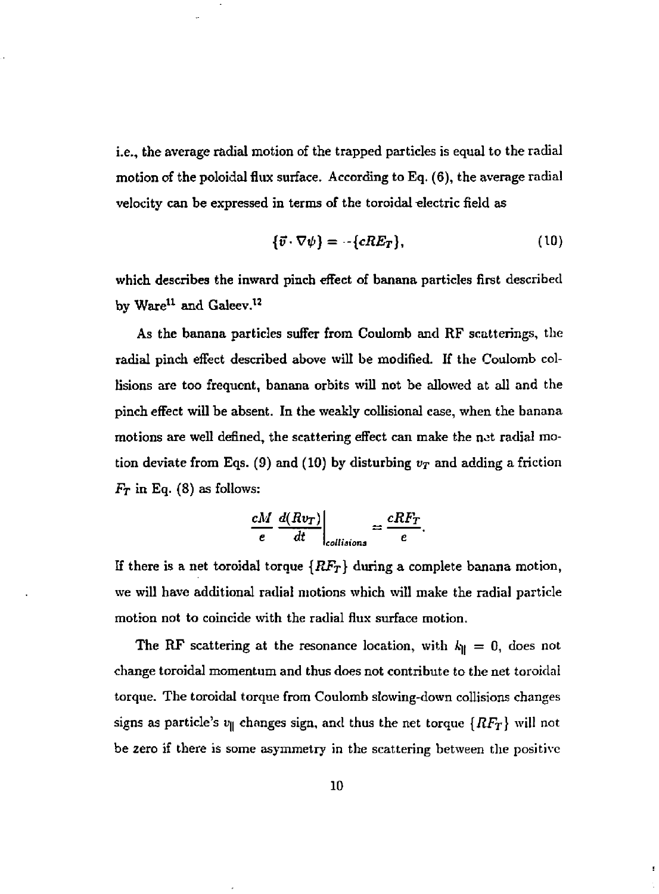i.e., the average radial motion of the trapped particles is equal to the radial motion of the poloidal flux surface. According to Eq. (6), the average radial velocity can be expressed in terms of the toroidal electric field as

$$\{\vec{v} \cdot \nabla \psi\} = -\{cRE_T\}, \tag{10}$$

which describes the inward pinch effect of banana particles first described by Ware[11] and Galeev.[12]

As the banana particles suffer from Coulomb and RF scatterings, the radial pinch effect described above will be modified. If the Coulomb collisions are too frequent, banana orbits will not be allowed at all and the pinch effect will be absent. In the weakly collisional case, when the banana motions are well defined, the scattering effect can make the net radial motion deviate from Eqs. (9) and (10) by disturbing $v_T$ and adding a friction $F_T$ in Eq. (8) as follows:

$$\frac{cM}{e} \frac{d(Rv_T)}{dt}\bigg|_{collisions} = \frac{cRF_T}{e}.$$

If there is a net toroidal torque $\{RF_T\}$ during a complete banana motion, we will have additional radial motions which will make the radial particle motion not to coincide with the radial flux surface motion.

The RF scattering at the resonance location, with $k_{\|} = 0$, does not change toroidal momentum and thus does not contribute to the net toroidal torque. The toroidal torque from Coulomb slowing-down collisions changes signs as particle's $v_{\|}$ changes sign, and thus the net torque $\{RF_T\}$ will not be zero if there is some asymmetry in the scattering between the positive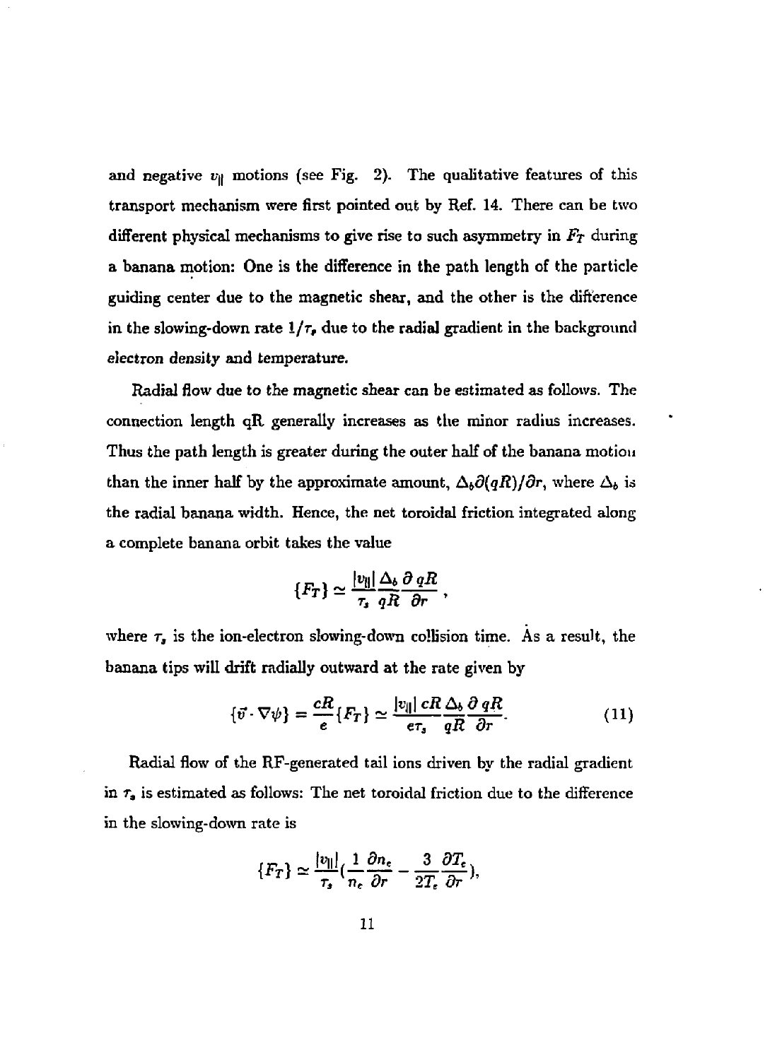and negative $v_{\parallel}$ motions (see Fig. 2). The qualitative features of this transport mechanism were first pointed out by Ref. 14. There can be two different physical mechanisms to give rise to such asymmetry in $F_T$ during a banana motion: One is the difference in the path length of the particle guiding center due to the magnetic shear, and the other is the difference in the slowing-down rate $1/\tau_s$ due to the radial gradient in the background electron density and temperature.

Radial flow due to the magnetic shear can be estimated as follows. The connection length qR generally increases as the minor radius increases. Thus the path length is greater during the outer half of the banana motion than the inner half by the approximate amount, $\Delta_b \partial(qR)/\partial r$, where $\Delta_b$ is the radial banana width. Hence, the net toroidal friction integrated along a complete banana orbit takes the value

$$\{F_T\} \simeq \frac{|v_{\parallel}|}{\tau_s} \frac{\Delta_b}{qR} \frac{\partial\, qR}{\partial r},$$

where $\tau_s$ is the ion-electron slowing-down collision time. As a result, the banana tips will drift radially outward at the rate given by

$$\{\vec{v} \cdot \nabla\psi\} = \frac{cR}{e}\{F_T\} \simeq \frac{|v_{\parallel}|\, cR}{e\tau_s} \frac{\Delta_b}{qR} \frac{\partial\, qR}{\partial r}. \tag{11}$$

Radial flow of the RF-generated tail ions driven by the radial gradient in $\tau_s$ is estimated as follows: The net toroidal friction due to the difference in the slowing-down rate is

$$\{F_T\} \simeq \frac{|v_{\parallel}|}{\tau_s}\left(\frac{1}{n_e}\frac{\partial n_e}{\partial r} - \frac{3}{2T_e}\frac{\partial T_e}{\partial r}\right),$$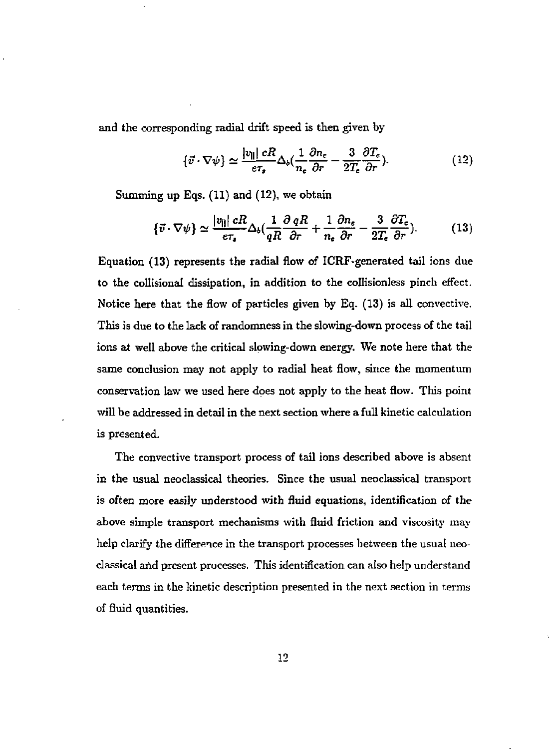and the corresponding radial drift speed is then given by

$$\{\vec{v} \cdot \nabla \psi\} \simeq \frac{|v_\parallel| cR}{e\tau_s} \Delta_b \left( \frac{1}{n_e} \frac{\partial n_e}{\partial r} - \frac{3}{2T_e} \frac{\partial T_e}{\partial r} \right). \tag{12}$$

Summing up Eqs. (11) and (12), we obtain

$$\{\vec{v} \cdot \nabla \psi\} \simeq \frac{|v_\parallel| cR}{e\tau_s} \Delta_b \left( \frac{1}{qR} \frac{\partial\, qR}{\partial r} + \frac{1}{n_e} \frac{\partial n_e}{\partial r} - \frac{3}{2T_e} \frac{\partial T_e}{\partial r} \right). \tag{13}$$

Equation (13) represents the radial flow of ICRF-generated tail ions due to the collisional dissipation, in addition to the collisionless pinch effect. Notice here that the flow of particles given by Eq. (13) is all convective. This is due to the lack of randomness in the slowing-down process of the tail ions at well above the critical slowing-down energy. We note here that the same conclusion may not apply to radial heat flow, since the momentum conservation law we used here does not apply to the heat flow. This point will be addressed in detail in the next section where a full kinetic calculation is presented.

The convective transport process of tail ions described above is absent in the usual neoclassical theories. Since the usual neoclassical transport is often more easily understood with fluid equations, identification of the above simple transport mechanisms with fluid friction and viscosity may help clarify the difference in the transport processes between the usual neoclassical and present processes. This identification can also help understand each terms in the kinetic description presented in the next section in terms of fluid quantities.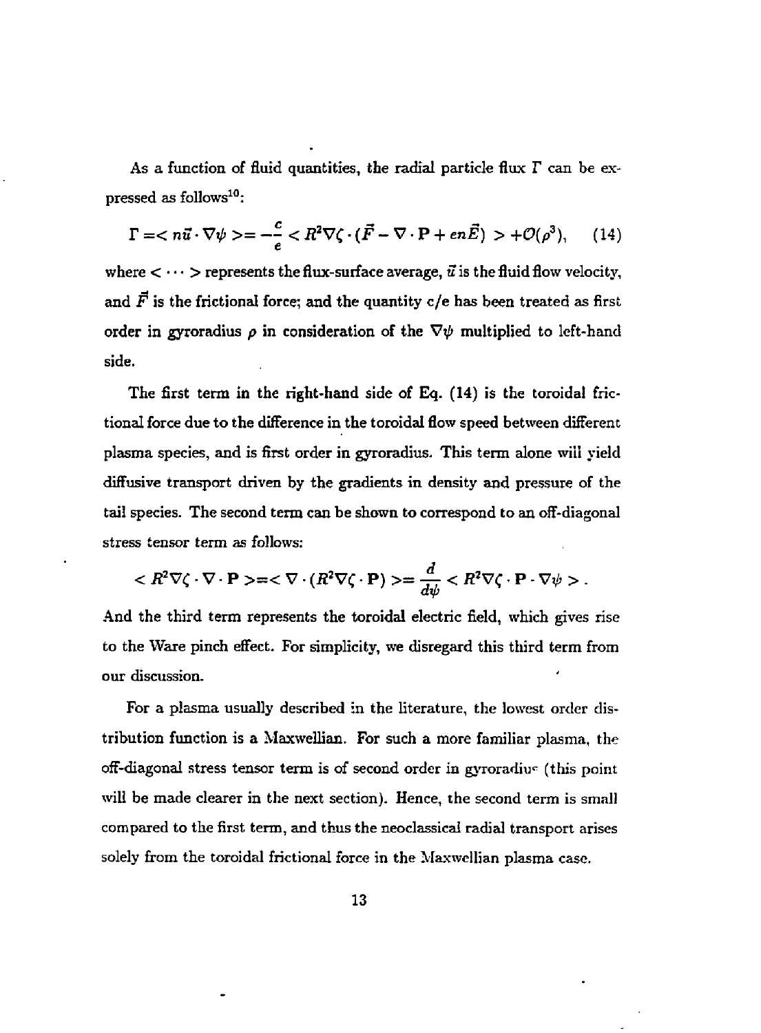As a function of fluid quantities, the radial particle flux $\Gamma$ can be expressed as follows[10]:

$$\Gamma = < n\vec{u} \cdot \nabla\psi > = -\frac{c}{e} < R^2 \nabla\zeta \cdot (\vec{F} - \nabla \cdot \mathbf{P} + en\vec{E}) > + \mathcal{O}(\rho^3), \qquad (14)$$

where $< \cdots >$ represents the flux-surface average, $\vec{u}$ is the fluid flow velocity, and $\vec{F}$ is the frictional force; and the quantity $c/e$ has been treated as first order in gyroradius $\rho$ in consideration of the $\nabla\psi$ multiplied to left-hand side.

The first term in the right-hand side of Eq. (14) is the toroidal frictional force due to the difference in the toroidal flow speed between different plasma species, and is first order in gyroradius. This term alone will yield diffusive transport driven by the gradients in density and pressure of the tail species. The second term can be shown to correspond to an off-diagonal stress tensor term as follows:

$$< R^2 \nabla\zeta \cdot \nabla \cdot \mathbf{P} > = < \nabla \cdot (R^2 \nabla\zeta \cdot \mathbf{P}) > = \frac{d}{d\psi} < R^2 \nabla\zeta \cdot \mathbf{P} \cdot \nabla\psi > .$$

And the third term represents the toroidal electric field, which gives rise to the Ware pinch effect. For simplicity, we disregard this third term from our discussion.

For a plasma usually described in the literature, the lowest order distribution function is a Maxwellian. For such a more familiar plasma, the off-diagonal stress tensor term is of second order in gyroradius (this point will be made clearer in the next section). Hence, the second term is small compared to the first term, and thus the neoclassical radial transport arises solely from the toroidal frictional force in the Maxwellian plasma case.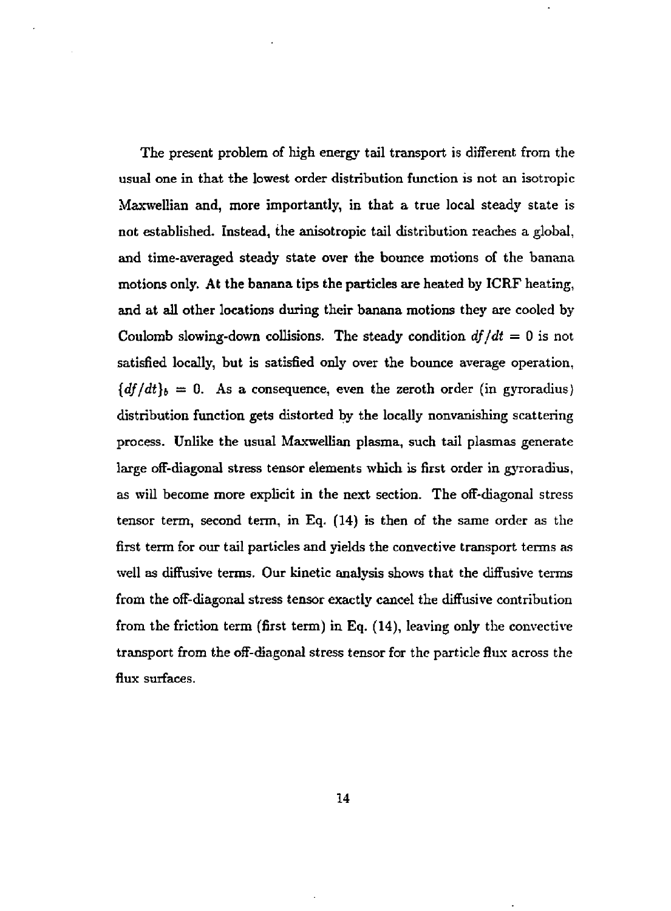The present problem of high energy tail transport is different from the usual one in that the lowest order distribution function is not an isotropic Maxwellian and, more importantly, in that a true local steady state is not established. Instead, the anisotropic tail distribution reaches a global, and time-averaged steady state over the bounce motions of the banana motions only. At the banana tips the particles are heated by ICRF heating, and at all other locations during their banana motions they are cooled by Coulomb slowing-down collisions. The steady condition $df/dt = 0$ is not satisfied locally, but is satisfied only over the bounce average operation, $\{df/dt\}_b = 0$. As a consequence, even the zeroth order (in gyroradius) distribution function gets distorted by the locally nonvanishing scattering process. Unlike the usual Maxwellian plasma, such tail plasmas generate large off-diagonal stress tensor elements which is first order in gyroradius, as will become more explicit in the next section. The off-diagonal stress tensor term, second term, in Eq. (14) is then of the same order as the first term for our tail particles and yields the convective transport terms as well as diffusive terms. Our kinetic analysis shows that the diffusive terms from the off-diagonal stress tensor exactly cancel the diffusive contribution from the friction term (first term) in Eq. (14), leaving only the convective transport from the off-diagonal stress tensor for the particle flux across the flux surfaces.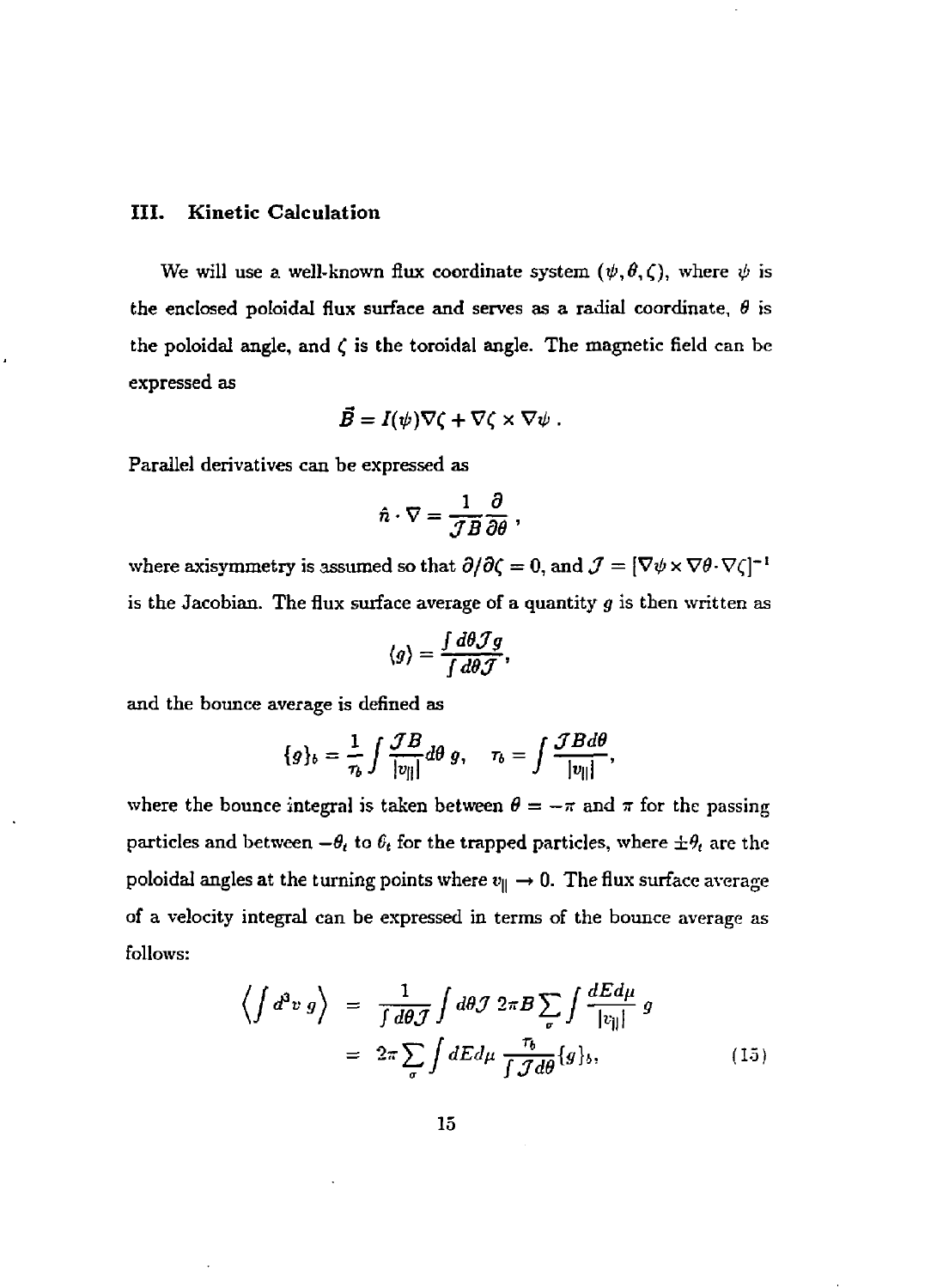## III. Kinetic Calculation

We will use a well-known flux coordinate system $(\psi, \theta, \zeta)$, where $\psi$ is the enclosed poloidal flux surface and serves as a radial coordinate, $\theta$ is the poloidal angle, and $\zeta$ is the toroidal angle. The magnetic field can be expressed as

$$\vec{B} = I(\psi)\nabla\zeta + \nabla\zeta \times \nabla\psi \,.$$

Parallel derivatives can be expressed as

$$\hat{n} \cdot \nabla = \frac{1}{\mathcal{J}B}\frac{\partial}{\partial\theta} \,,$$

where axisymmetry is assumed so that $\partial/\partial\zeta = 0$, and $\mathcal{J} = [\nabla\psi \times \nabla\theta \cdot \nabla\zeta]^{-1}$ is the Jacobian. The flux surface average of a quantity $g$ is then written as

$$\langle g \rangle = \frac{\int d\theta \mathcal{J} g}{\int d\theta \mathcal{J}} ,$$

and the bounce average is defined as

$$\{g\}_b = \frac{1}{\tau_b}\int \frac{\mathcal{J}B}{|v_\parallel|} d\theta \; g, \quad \tau_b = \int \frac{\mathcal{J}B d\theta}{|v_\parallel|},$$

where the bounce integral is taken between $\theta = -\pi$ and $\pi$ for the passing particles and between $-\theta_t$ to $\theta_t$ for the trapped particles, where $\pm\theta_t$ are the poloidal angles at the turning points where $v_\parallel \to 0$. The flux surface average of a velocity integral can be expressed in terms of the bounce average as follows:

$$\begin{aligned}
\left\langle \int d^3v \; g \right\rangle &= \frac{1}{\int d\theta \mathcal{J}} \int d\theta \mathcal{J} \; 2\pi B \sum_\sigma \int \frac{dE d\mu}{|v_\parallel|} \; g \\
&= 2\pi \sum_\sigma \int dE d\mu \; \frac{\tau_b}{\int \mathcal{J} d\theta} \{g\}_b,
\end{aligned} \tag{15}$$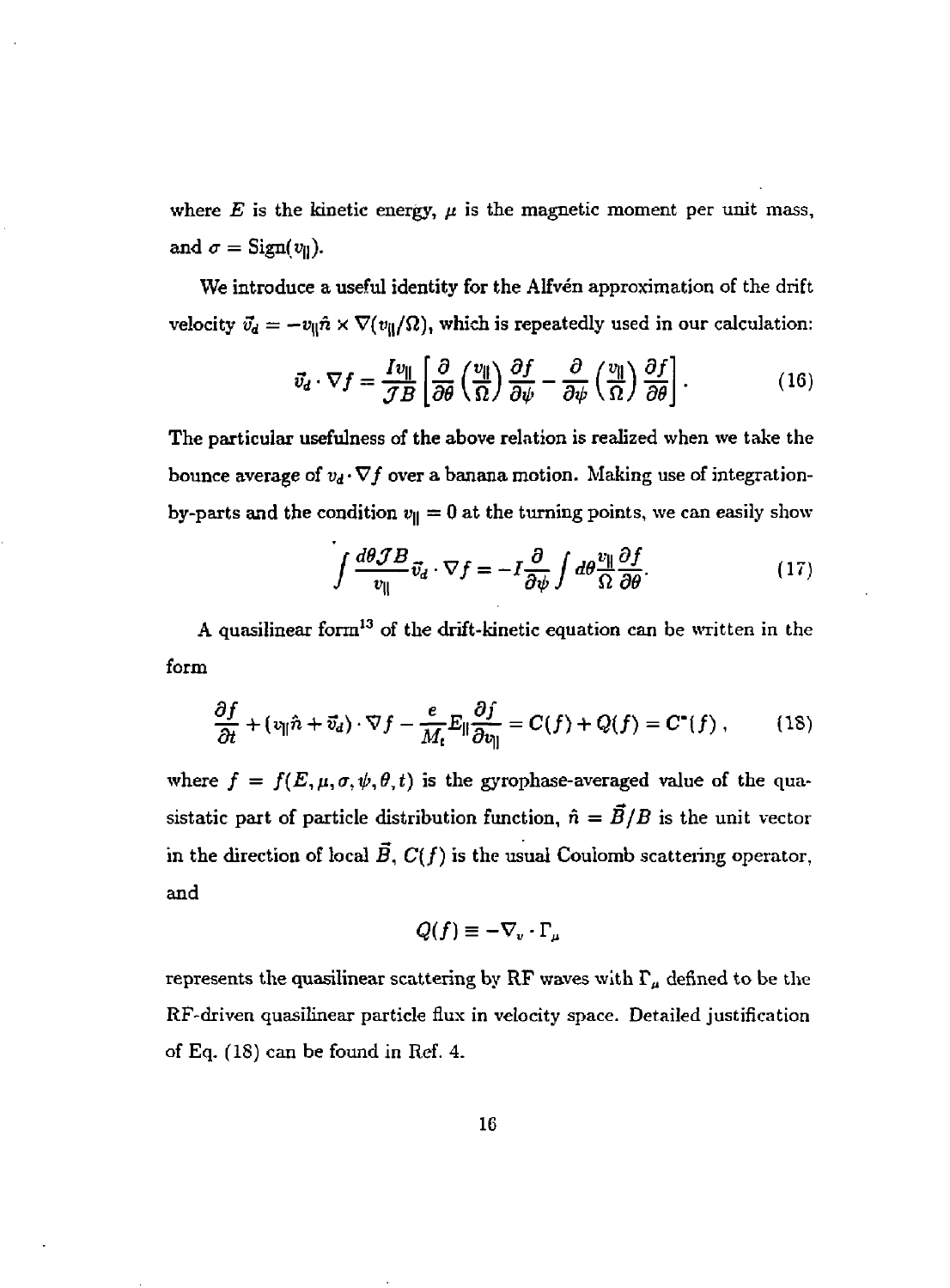where $E$ is the kinetic energy, $\mu$ is the magnetic moment per unit mass, and $\sigma = \mathrm{Sign}(v_\parallel)$.

We introduce a useful identity for the Alfvén approximation of the drift velocity $\vec{v}_d = -v_\parallel \hat{n} \times \nabla(v_\parallel/\Omega)$, which is repeatedly used in our calculation:

$$\vec{v}_d \cdot \nabla f = \frac{I v_\parallel}{\mathcal{J} B} \left[ \frac{\partial}{\partial \theta} \left( \frac{v_\parallel}{\Omega} \right) \frac{\partial f}{\partial \psi} - \frac{\partial}{\partial \psi} \left( \frac{v_\parallel}{\Omega} \right) \frac{\partial f}{\partial \theta} \right]. \tag{16}$$

The particular usefulness of the above relation is realized when we take the bounce average of $v_d \cdot \nabla f$ over a banana motion. Making use of integration-by-parts and the condition $v_\parallel = 0$ at the turning points, we can easily show

$$\int \frac{d\theta \mathcal{J} B}{v_\parallel} \vec{v}_d \cdot \nabla f = -I \frac{\partial}{\partial \psi} \int d\theta \frac{v_\parallel}{\Omega} \frac{\partial f}{\partial \theta}. \tag{17}$$

A quasilinear form[13] of the drift-kinetic equation can be written in the form

$$\frac{\partial f}{\partial t} + (v_\parallel \hat{n} + \vec{v}_d) \cdot \nabla f - \frac{e}{M_t} E_\parallel \frac{\partial f}{\partial v_\parallel} = C(f) + Q(f) = C^*(f), \tag{18}$$

where $f = f(E, \mu, \sigma, \psi, \theta, t)$ is the gyrophase-averaged value of the quasistatic part of particle distribution function, $\hat{n} = \vec{B}/B$ is the unit vector in the direction of local $\vec{B}$, $C(f)$ is the usual Coulomb scattering operator, and

$$Q(f) \equiv -\nabla_v \cdot \Gamma_\mu$$

represents the quasilinear scattering by RF waves with $\Gamma_\mu$ defined to be the RF-driven quasilinear particle flux in velocity space. Detailed justification of Eq. (18) can be found in Ref. 4.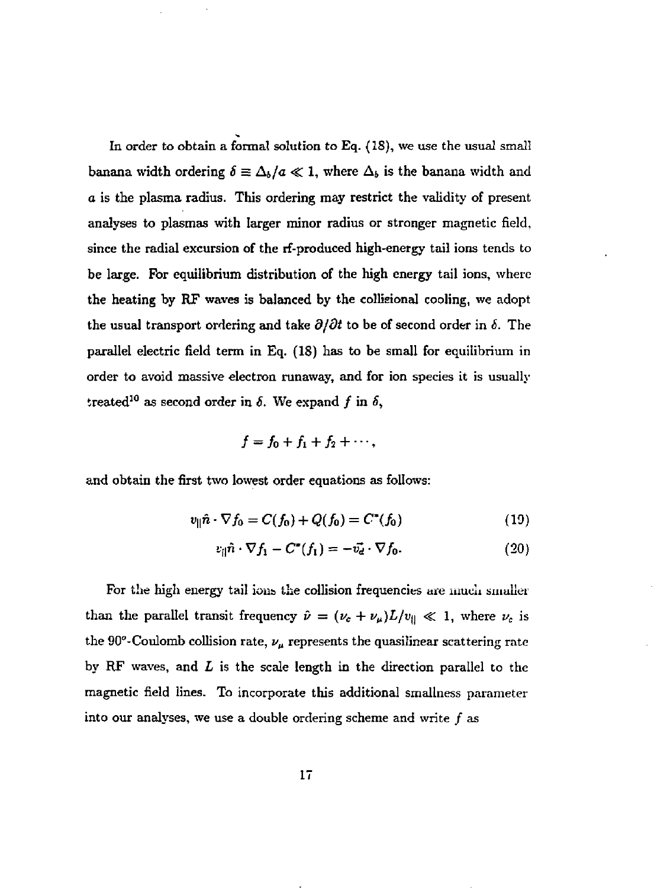In order to obtain a formal solution to Eq. (18), we use the usual small banana width ordering $\delta \equiv \Delta_b/a \ll 1$, where $\Delta_b$ is the banana width and $a$ is the plasma radius. This ordering may restrict the validity of present analyses to plasmas with larger minor radius or stronger magnetic field, since the radial excursion of the rf-produced high-energy tail ions tends to be large. For equilibrium distribution of the high energy tail ions, where the heating by RF waves is balanced by the collisional cooling, we adopt the usual transport ordering and take $\partial/\partial t$ to be of second order in $\delta$. The parallel electric field term in Eq. (18) has to be small for equilibrium in order to avoid massive electron runaway, and for ion species it is usually treated[10] as second order in $\delta$. We expand $f$ in $\delta$,

$$f = f_0 + f_1 + f_2 + \cdots,$$

and obtain the first two lowest order equations as follows:

$$v_{\|}\hat{n} \cdot \nabla f_0 = C(f_0) + Q(f_0) = C^*(f_0) \tag{19}$$

$$v_{\|}\hat{n} \cdot \nabla f_1 - C^*(f_1) = -\vec{v}_d \cdot \nabla f_0. \tag{20}$$

For the high energy tail ions the collision frequencies are much smaller than the parallel transit frequency $\hat{\nu} = (\nu_c + \nu_\mu)L/v_{\|} \ll 1$, where $\nu_c$ is the $90^\circ$-Coulomb collision rate, $\nu_\mu$ represents the quasilinear scattering rate by RF waves, and $L$ is the scale length in the direction parallel to the magnetic field lines. To incorporate this additional smallness parameter into our analyses, we use a double ordering scheme and write $f$ as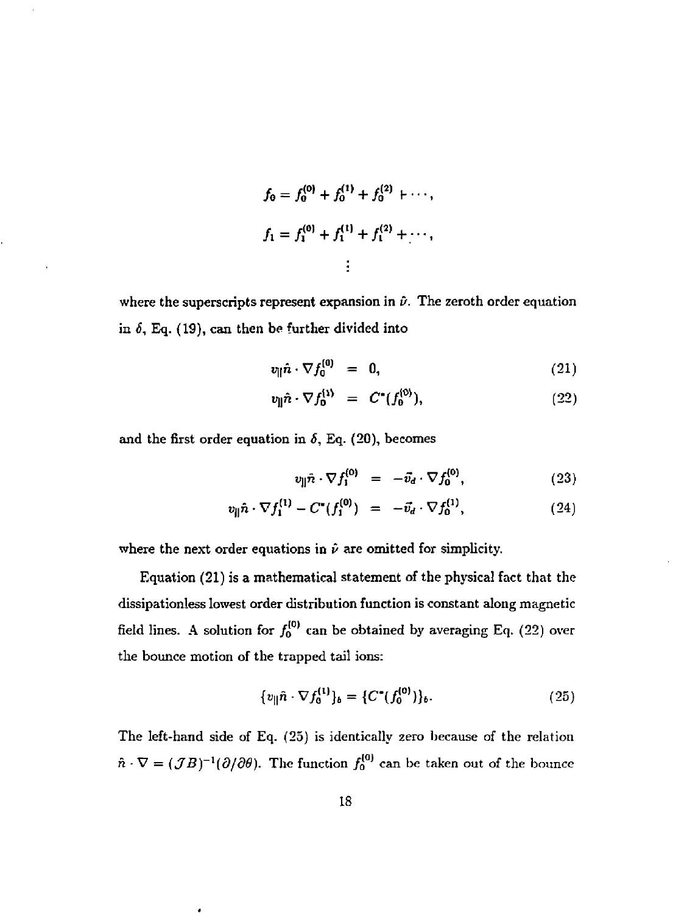$$f_0 = f_0^{(0)} + f_0^{(1)} + f_0^{(2)} + \cdots,$$

$$f_1 = f_1^{(0)} + f_1^{(1)} + f_1^{(2)} + \cdots,$$

$$\vdots$$

where the superscripts represent expansion in $\hat{\nu}$. The zeroth order equation in $\delta$, Eq. (19), can then be further divided into

$$v_\parallel \hat{n} \cdot \nabla f_0^{(0)} = 0, \tag{21}$$

$$v_\parallel \hat{n} \cdot \nabla f_0^{(1)} = C^*(f_0^{(0)}), \tag{22}$$

and the first order equation in $\delta$, Eq. (20), becomes

$$v_\parallel \hat{n} \cdot \nabla f_1^{(0)} = -\vec{v}_d \cdot \nabla f_0^{(0)}, \tag{23}$$

$$v_\parallel \hat{n} \cdot \nabla f_1^{(1)} - C^*(f_1^{(0)}) = -\vec{v}_d \cdot \nabla f_0^{(1)}, \tag{24}$$

where the next order equations in $\hat{\nu}$ are omitted for simplicity.

Equation (21) is a mathematical statement of the physical fact that the dissipationless lowest order distribution function is constant along magnetic field lines. A solution for $f_0^{(0)}$ can be obtained by averaging Eq. (22) over the bounce motion of the trapped tail ions:

$$\{v_\parallel \hat{n} \cdot \nabla f_0^{(1)}\}_b = \{C^*(f_0^{(0)})\}_b. \tag{25}$$

The left-hand side of Eq. (25) is identically zero because of the relation $\hat{n} \cdot \nabla = (\mathcal{J}B)^{-1}(\partial/\partial\theta)$. The function $f_0^{(0)}$ can be taken out of the bounce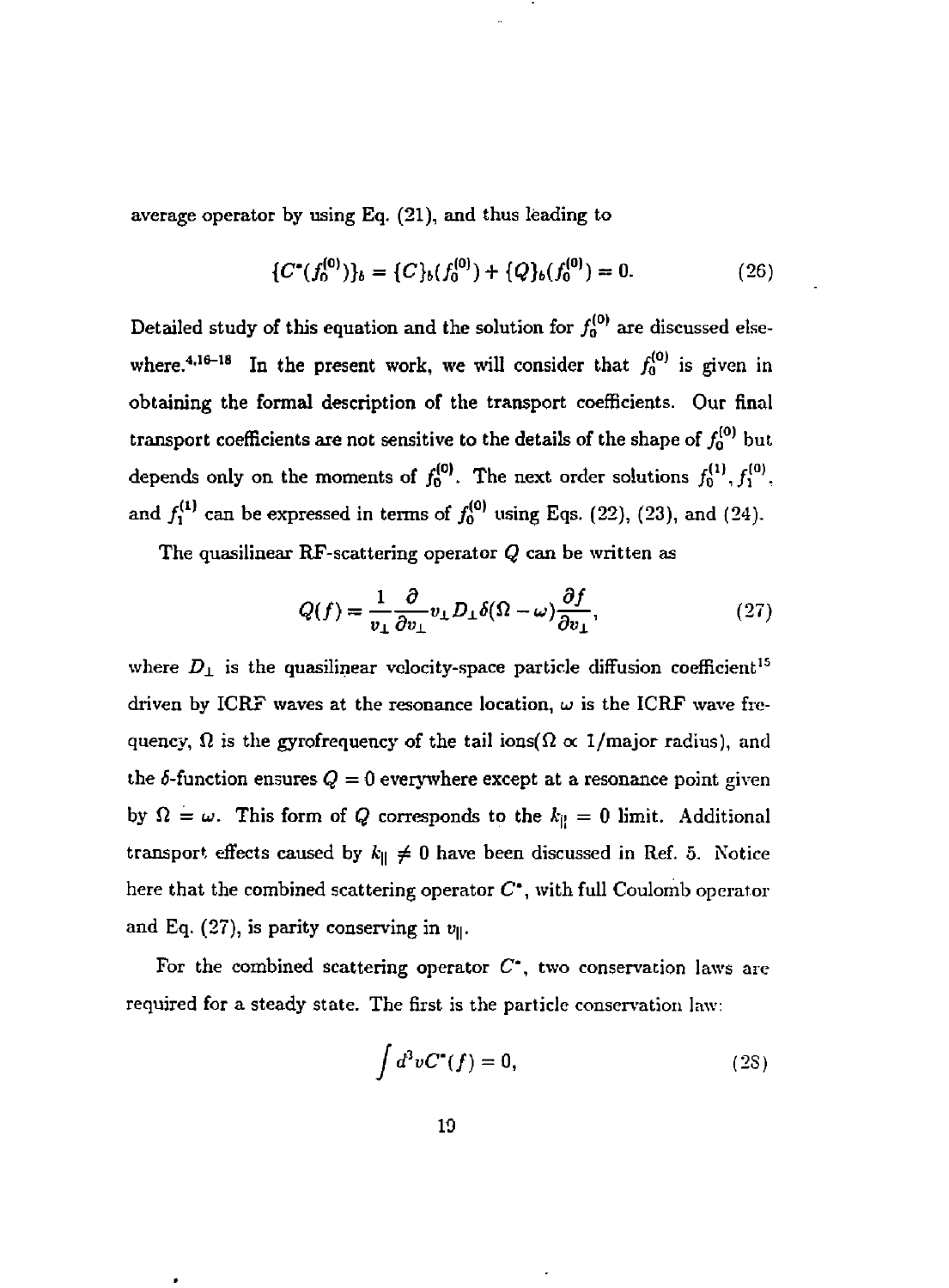average operator by using Eq. (21), and thus leading to

$$\{C^*(f_0^{(0)})\}_b = \{C\}_b(f_0^{(0)}) + \{Q\}_b(f_0^{(0)}) = 0. \tag{26}$$

Detailed study of this equation and the solution for $f_0^{(0)}$ are discussed elsewhere.[4,16-18] In the present work, we will consider that $f_0^{(0)}$ is given in obtaining the formal description of the transport coefficients. Our final transport coefficients are not sensitive to the details of the shape of $f_0^{(0)}$ but depends only on the moments of $f_0^{(0)}$. The next order solutions $f_0^{(1)}, f_1^{(0)}$, and $f_1^{(1)}$ can be expressed in terms of $f_0^{(0)}$ using Eqs. (22), (23), and (24).

The quasilinear RF-scattering operator $Q$ can be written as

$$Q(f) = \frac{1}{v_\perp}\frac{\partial}{\partial v_\perp} v_\perp D_\perp \delta(\Omega - \omega)\frac{\partial f}{\partial v_\perp}, \tag{27}$$

where $D_\perp$ is the quasilinear velocity-space particle diffusion coefficient[15] driven by ICRF waves at the resonance location, $\omega$ is the ICRF wave frequency, $\Omega$ is the gyrofrequency of the tail ions($\Omega \propto 1/\text{major radius}$), and the $\delta$-function ensures $Q = 0$ everywhere except at a resonance point given by $\Omega = \omega$. This form of $Q$ corresponds to the $k_\parallel = 0$ limit. Additional transport effects caused by $k_\parallel \neq 0$ have been discussed in Ref. 5. Notice here that the combined scattering operator $C^*$, with full Coulomb operator and Eq. (27), is parity conserving in $v_\parallel$.

For the combined scattering operator $C^*$, two conservation laws are required for a steady state. The first is the particle conservation law:

$$\int d^3v C^*(f) = 0, \tag{28}$$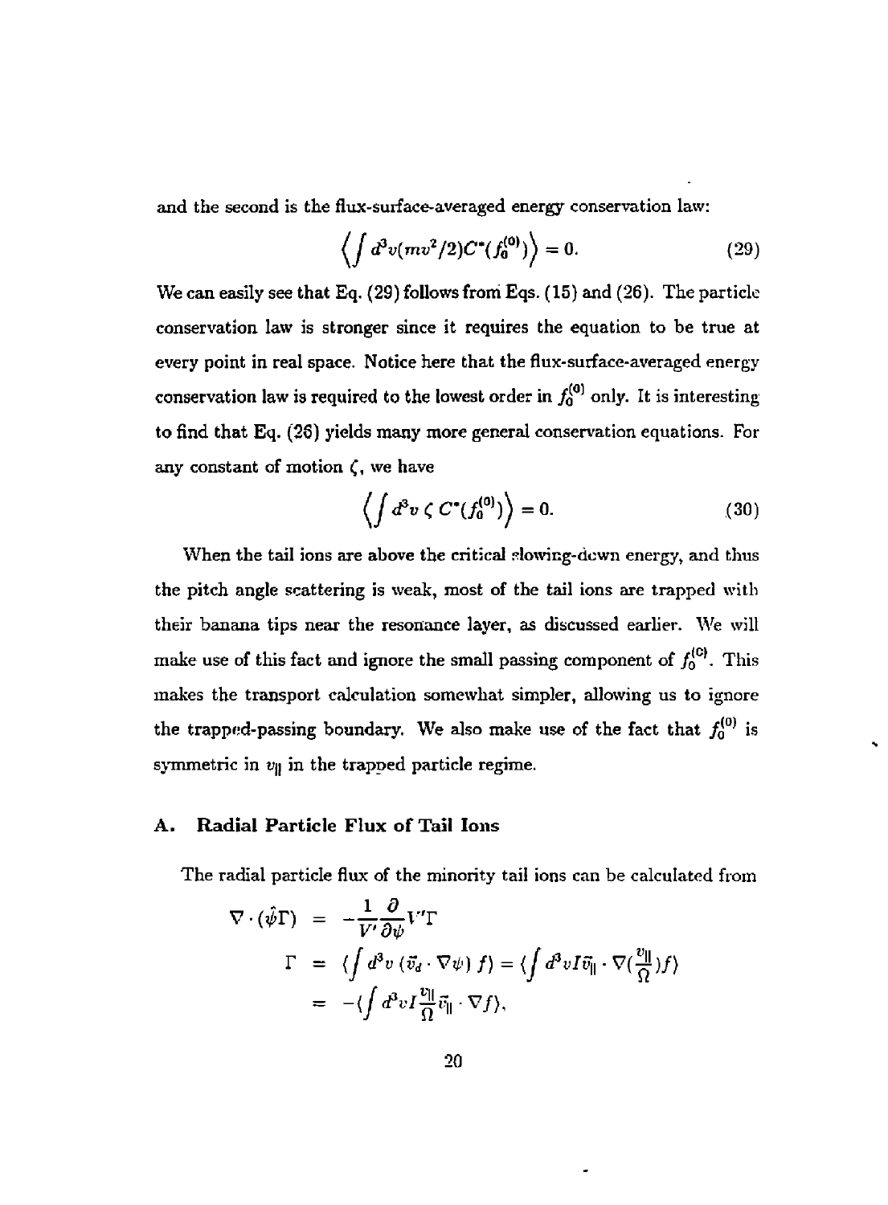and the second is the flux-surface-averaged energy conservation law:

$$\left\langle \int d^3v (mv^2/2) C^*(f_0^{(0)}) \right\rangle = 0. \tag{29}$$

We can easily see that Eq. (29) follows from Eqs. (15) and (26). The particle conservation law is stronger since it requires the equation to be true at every point in real space. Notice here that the flux-surface-averaged energy conservation law is required to the lowest order in $f_0^{(0)}$ only. It is interesting to find that Eq. (26) yields many more general conservation equations. For any constant of motion $\zeta$, we have

$$\left\langle \int d^3v \, \zeta \, C^*(f_0^{(0)}) \right\rangle = 0. \tag{30}$$

When the tail ions are above the critical slowing-down energy, and thus the pitch angle scattering is weak, most of the tail ions are trapped with their banana tips near the resonance layer, as discussed earlier. We will make use of this fact and ignore the small passing component of $f_0^{(0)}$. This makes the transport calculation somewhat simpler, allowing us to ignore the trapped-passing boundary. We also make use of the fact that $f_0^{(0)}$ is symmetric in $v_\|$ in the trapped particle regime.

## A. Radial Particle Flux of Tail Ions

The radial particle flux of the minority tail ions can be calculated from

$$\begin{aligned}
\nabla \cdot (\hat{\psi}\Gamma) &= -\frac{1}{V'}\frac{\partial}{\partial \psi} V'\Gamma \\
\Gamma &= \langle \int d^3v \, (\vec{v}_d \cdot \nabla\psi) \, f \rangle = \langle \int d^3v I \vec{v}_\| \cdot \nabla(\frac{v_\|}{\Omega}) f \rangle \\
&= -\langle \int d^3v I \frac{v_\|}{\Omega} \vec{v}_\| \cdot \nabla f \rangle,
\end{aligned}$$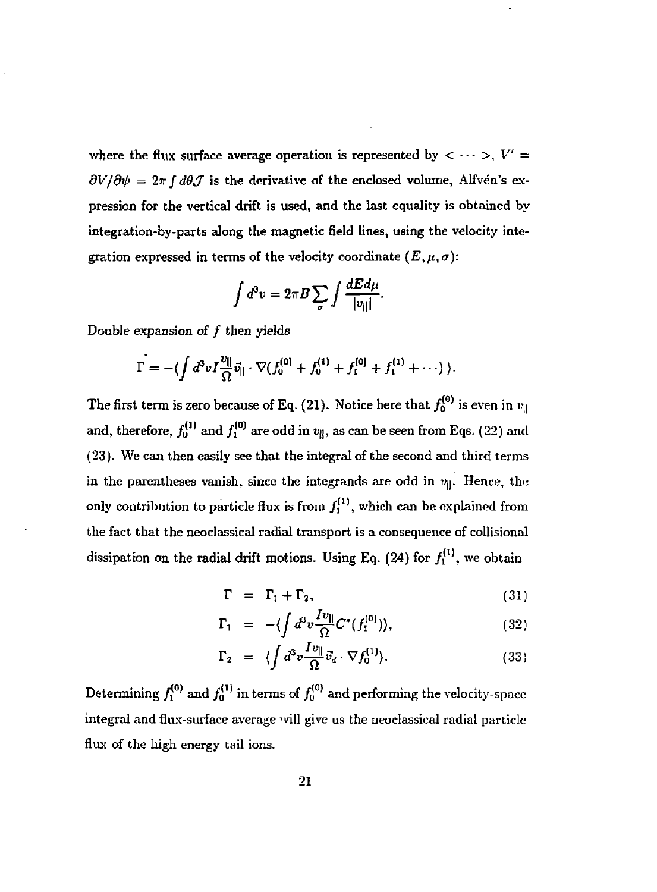where the flux surface average operation is represented by $< \cdots >$, $V' = \partial V/\partial\psi = 2\pi \int d\theta \mathcal{J}$ is the derivative of the enclosed volume, Alfvén's expression for the vertical drift is used, and the last equality is obtained by integration-by-parts along the magnetic field lines, using the velocity integration expressed in terms of the velocity coordinate $(E, \mu, \sigma)$:

$$\int d^3v = 2\pi B \sum_\sigma \int \frac{dE d\mu}{|v_\parallel|}.$$

Double expansion of $f$ then yields

$$\Gamma = -\langle \int d^3v I \frac{v_\parallel}{\Omega} \vec{v}_\parallel \cdot \nabla (f_0^{(0)} + f_0^{(1)} + f_1^{(0)} + f_1^{(1)} + \cdots ) \rangle.$$

The first term is zero because of Eq. (21). Notice here that $f_0^{(0)}$ is even in $v_\parallel$ and, therefore, $f_0^{(1)}$ and $f_1^{(0)}$ are odd in $v_\parallel$, as can be seen from Eqs. (22) and (23). We can then easily see that the integral of the second and third terms in the parentheses vanish, since the integrands are odd in $v_\parallel$. Hence, the only contribution to particle flux is from $f_1^{(1)}$, which can be explained from the fact that the neoclassical radial transport is a consequence of collisional dissipation on the radial drift motions. Using Eq. (24) for $f_1^{(1)}$, we obtain

$$\Gamma = \Gamma_1 + \Gamma_2, \tag{31}$$

$$\Gamma_1 = -\langle \int d^3v \frac{I v_\parallel}{\Omega} C^*(f_1^{(0)}) \rangle, \tag{32}$$

$$\Gamma_2 = \langle \int d^3v \frac{I v_\parallel}{\Omega} \vec{v}_d \cdot \nabla f_0^{(1)} \rangle. \tag{33}$$

Determining $f_1^{(0)}$ and $f_0^{(1)}$ in terms of $f_0^{(0)}$ and performing the velocity-space integral and flux-surface average will give us the neoclassical radial particle flux of the high energy tail ions.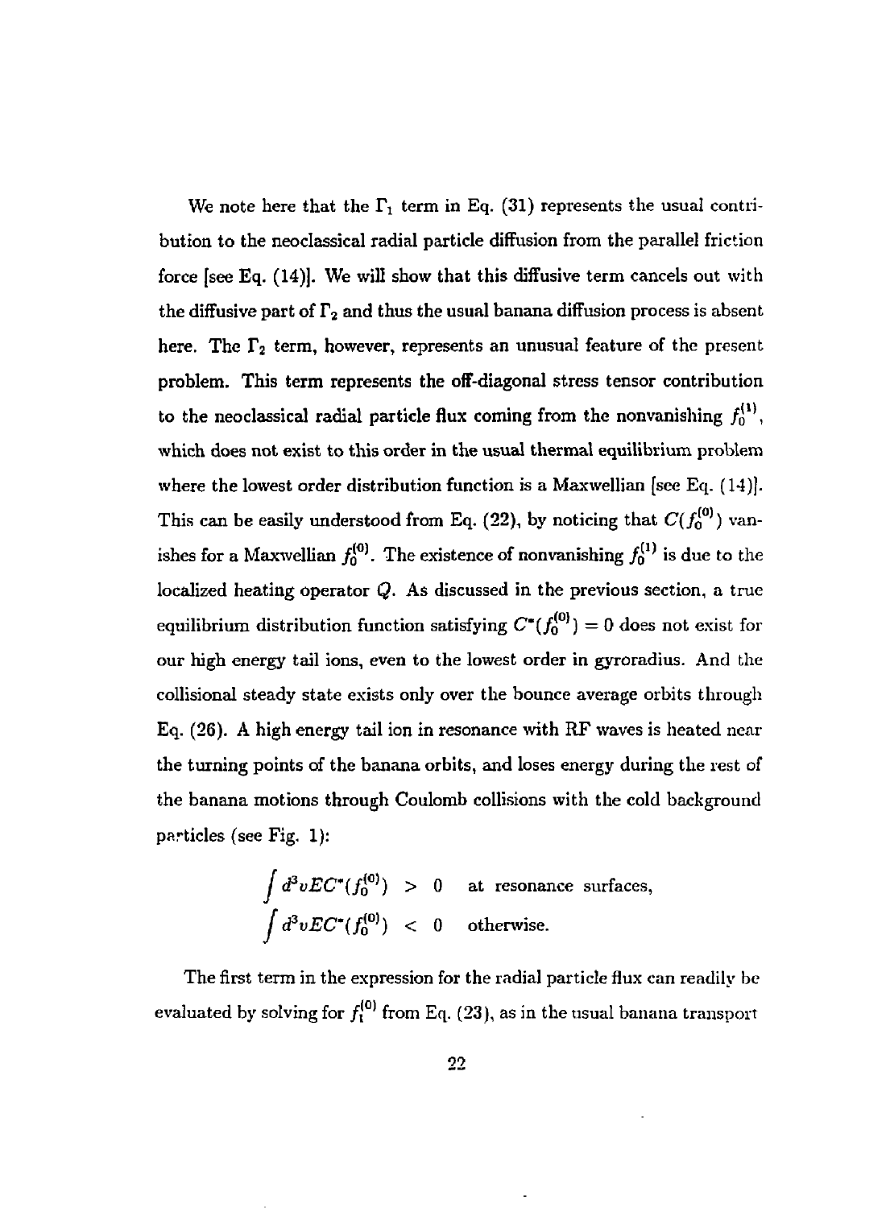We note here that the $\Gamma_1$ term in Eq. (31) represents the usual contribution to the neoclassical radial particle diffusion from the parallel friction force [see Eq. (14)]. We will show that this diffusive term cancels out with the diffusive part of $\Gamma_2$ and thus the usual banana diffusion process is absent here. The $\Gamma_2$ term, however, represents an unusual feature of the present problem. This term represents the off-diagonal stress tensor contribution to the neoclassical radial particle flux coming from the nonvanishing $f_0^{(1)}$, which does not exist to this order in the usual thermal equilibrium problem where the lowest order distribution function is a Maxwellian [see Eq. (14)]. This can be easily understood from Eq. (22), by noticing that $C(f_0^{(0)})$ vanishes for a Maxwellian $f_0^{(0)}$. The existence of nonvanishing $f_0^{(1)}$ is due to the localized heating operator $Q$. As discussed in the previous section, a true equilibrium distribution function satisfying $C^*(f_0^{(0)}) = 0$ does not exist for our high energy tail ions, even to the lowest order in gyroradius. And the collisional steady state exists only over the bounce average orbits through Eq. (26). A high energy tail ion in resonance with RF waves is heated near the turning points of the banana orbits, and loses energy during the rest of the banana motions through Coulomb collisions with the cold background particles (see Fig. 1):

$$
\begin{aligned}
\int d^3v E C^*(f_0^{(0)}) &> 0 \quad \text{at resonance surfaces,} \\
\int d^3v E C^*(f_0^{(0)}) &< 0 \quad \text{otherwise.}
\end{aligned}
$$

The first term in the expression for the radial particle flux can readily be evaluated by solving for $f_1^{(0)}$ from Eq. (23), as in the usual banana transport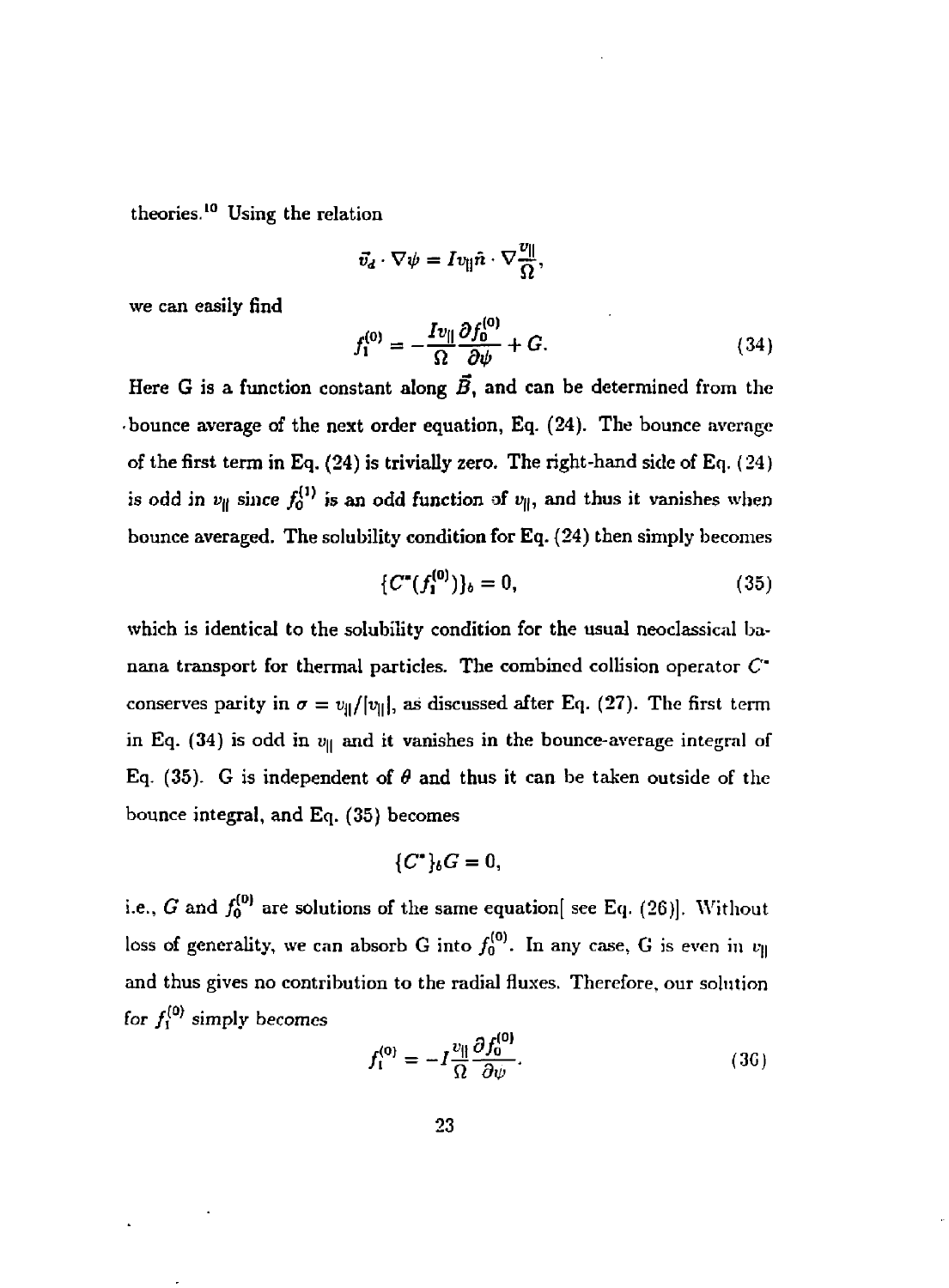theories.[10] Using the relation

$$\vec{v}_d \cdot \nabla\psi = I v_{\|} \hat{n} \cdot \nabla \frac{v_{\|}}{\Omega},$$

we can easily find

$$f_1^{(0)} = -\frac{I v_{\|}}{\Omega} \frac{\partial f_0^{(0)}}{\partial \psi} + G. \tag{34}$$

Here G is a function constant along $\vec{B}$, and can be determined from the bounce average of the next order equation, Eq. (24). The bounce average of the first term in Eq. (24) is trivially zero. The right-hand side of Eq. (24) is odd in $v_{\|}$ since $f_0^{(1)}$ is an odd function of $v_{\|}$, and thus it vanishes when bounce averaged. The solubility condition for Eq. (24) then simply becomes

$$\{C^*(f_1^{(0)})\}_b = 0, \tag{35}$$

which is identical to the solubility condition for the usual neoclassical banana transport for thermal particles. The combined collision operator $C^*$ conserves parity in $\sigma = v_{\|}/|v_{\|}|$, as discussed after Eq. (27). The first term in Eq. (34) is odd in $v_{\|}$ and it vanishes in the bounce-average integral of Eq. (35). G is independent of $\theta$ and thus it can be taken outside of the bounce integral, and Eq. (35) becomes

$$\{C^*\}_b G = 0,$$

i.e., $G$ and $f_0^{(0)}$ are solutions of the same equation[ see Eq. (26)]. Without loss of generality, we can absorb G into $f_0^{(0)}$. In any case, G is even in $v_{\|}$ and thus gives no contribution to the radial fluxes. Therefore, our solution for $f_1^{(0)}$ simply becomes

$$f_1^{(0)} = -I \frac{v_{\|}}{\Omega} \frac{\partial f_0^{(0)}}{\partial \psi}. \tag{36}$$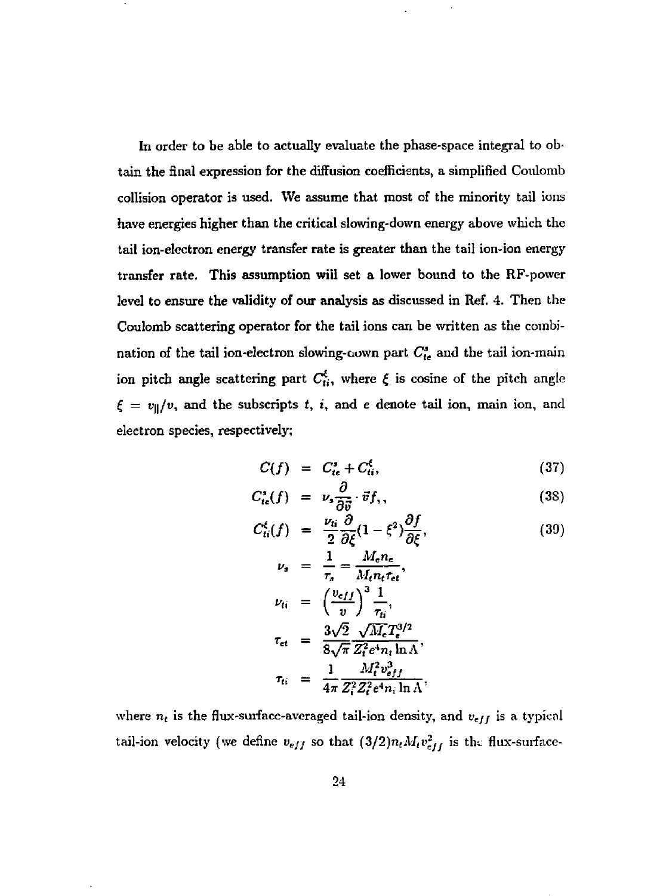In order to be able to actually evaluate the phase-space integral to obtain the final expression for the diffusion coefficients, a simplified Coulomb collision operator is used. We assume that most of the minority tail ions have energies higher than the critical slowing-down energy above which the tail ion-electron energy transfer rate is greater than the tail ion-ion energy transfer rate. This assumption will set a lower bound to the RF-power level to ensure the validity of our analysis as discussed in Ref. 4. Then the Coulomb scattering operator for the tail ions can be written as the combination of the tail ion-electron slowing-down part $C^s_{te}$ and the tail ion-main ion pitch angle scattering part $C^\xi_{ti}$, where $\xi$ is cosine of the pitch angle $\xi = v_\parallel/v$, and the subscripts $t$, $i$, and $e$ denote tail ion, main ion, and electron species, respectively;

$$C(f) = C^s_{te} + C^\xi_{ti}, \tag{37}$$

$$C^s_{te}(f) = \nu_s \frac{\partial}{\partial \vec{v}} \cdot \vec{v} f, \tag{38}$$

$$C^\xi_{ti}(f) = \frac{\nu_{ti}}{2} \frac{\partial}{\partial \xi}(1 - \xi^2) \frac{\partial f}{\partial \xi}, \tag{39}$$

$$\nu_s = \frac{1}{\tau_s} = \frac{M_e n_e}{M_t n_t \tau_{et}},$$

$$\nu_{ti} = \left(\frac{v_{eff}}{v}\right)^3 \frac{1}{\tau_{ti}},$$

$$\tau_{et} = \frac{3\sqrt{2}}{8\sqrt{\pi}} \frac{\sqrt{M_e} T_e^{3/2}}{Z_t^2 e^4 n_t \ln \Lambda},$$

$$\tau_{ti} = \frac{1}{4\pi} \frac{M_t^2 v_{eff}^3}{Z_i^2 Z_t^2 e^4 n_i \ln \Lambda},$$

where $n_t$ is the flux-surface-averaged tail-ion density, and $v_{eff}$ is a typical tail-ion velocity (we define $v_{eff}$ so that $(3/2) n_t M_t v_{eff}^2$ is the flux-surface-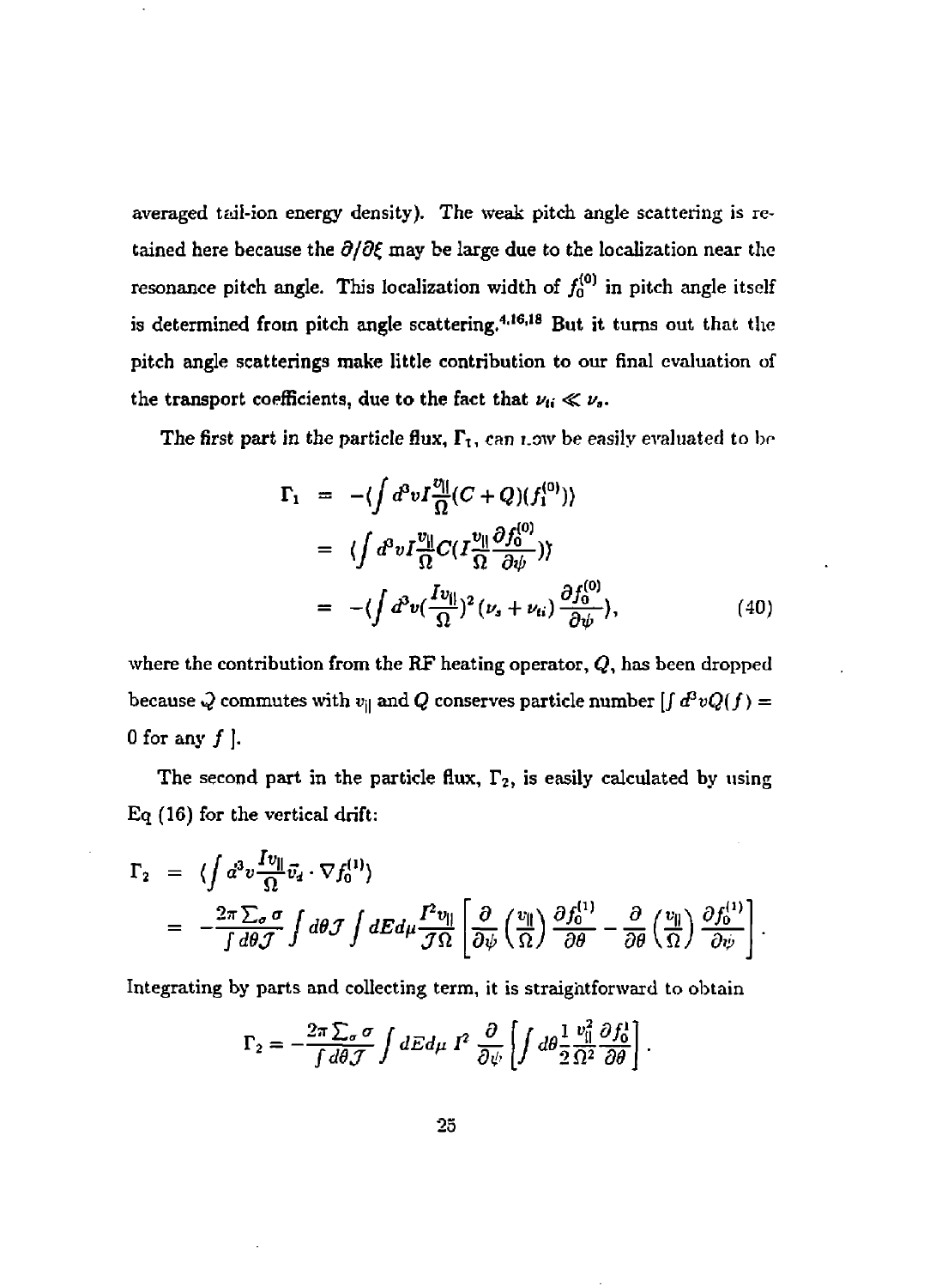averaged tail-ion energy density). The weak pitch angle scattering is retained here because the $\partial/\partial\xi$ may be large due to the localization near the resonance pitch angle. This localization width of $f_0^{(0)}$ in pitch angle itself is determined from pitch angle scattering.[4,16,18] But it turns out that the pitch angle scatterings make little contribution to our final evaluation of the transport coefficients, due to the fact that $\nu_{ti} \ll \nu_s$.

The first part in the particle flux, $\Gamma_1$, can now be easily evaluated to be

$$
\begin{aligned}
\Gamma_1 &= -\langle \int d^3v I \frac{v_\parallel}{\Omega}(C+Q)(f_1^{(0)}) \rangle \\
&= \langle \int d^3v I \frac{v_\parallel}{\Omega} C(I \frac{v_\parallel}{\Omega}\frac{\partial f_0^{(0)}}{\partial \psi}) \rangle \\
&= -\langle \int d^3v (\frac{I v_\parallel}{\Omega})^2 (\nu_s + \nu_{ti}) \frac{\partial f_0^{(0)}}{\partial \psi} \rangle,
\end{aligned} \tag{40}
$$

where the contribution from the RF heating operator, $Q$, has been dropped because $Q$ commutes with $v_\parallel$ and $Q$ conserves particle number [$\int d^3v Q(f) = 0$ for any $f$ ].

The second part in the particle flux, $\Gamma_2$, is easily calculated by using Eq (16) for the vertical drift:

$$
\begin{aligned}
\Gamma_2 &= \langle \int d^3v \frac{I v_\parallel}{\Omega} \vec{v}_d \cdot \nabla f_0^{(1)} \rangle \\
&= -\frac{2\pi \sum_\sigma \sigma}{\int d\theta \mathcal{J}} \int d\theta \mathcal{J} \int dE d\mu \frac{I^2 v_\parallel}{\mathcal{J}\Omega} \left[ \frac{\partial}{\partial \psi}\left(\frac{v_\parallel}{\Omega}\right) \frac{\partial f_0^{(1)}}{\partial \theta} - \frac{\partial}{\partial \theta}\left(\frac{v_\parallel}{\Omega}\right) \frac{\partial f_0^{(1)}}{\partial \psi} \right].
\end{aligned}
$$

Integrating by parts and collecting term, it is straightforward to obtain

$$
\Gamma_2 = -\frac{2\pi \sum_\sigma \sigma}{\int d\theta \mathcal{J}} \int dE d\mu \, I^2 \frac{\partial}{\partial \psi} \left[ \int d\theta \frac{1}{2} \frac{v_\parallel^2}{\Omega^2} \frac{\partial f_0^1}{\partial \theta} \right].
$$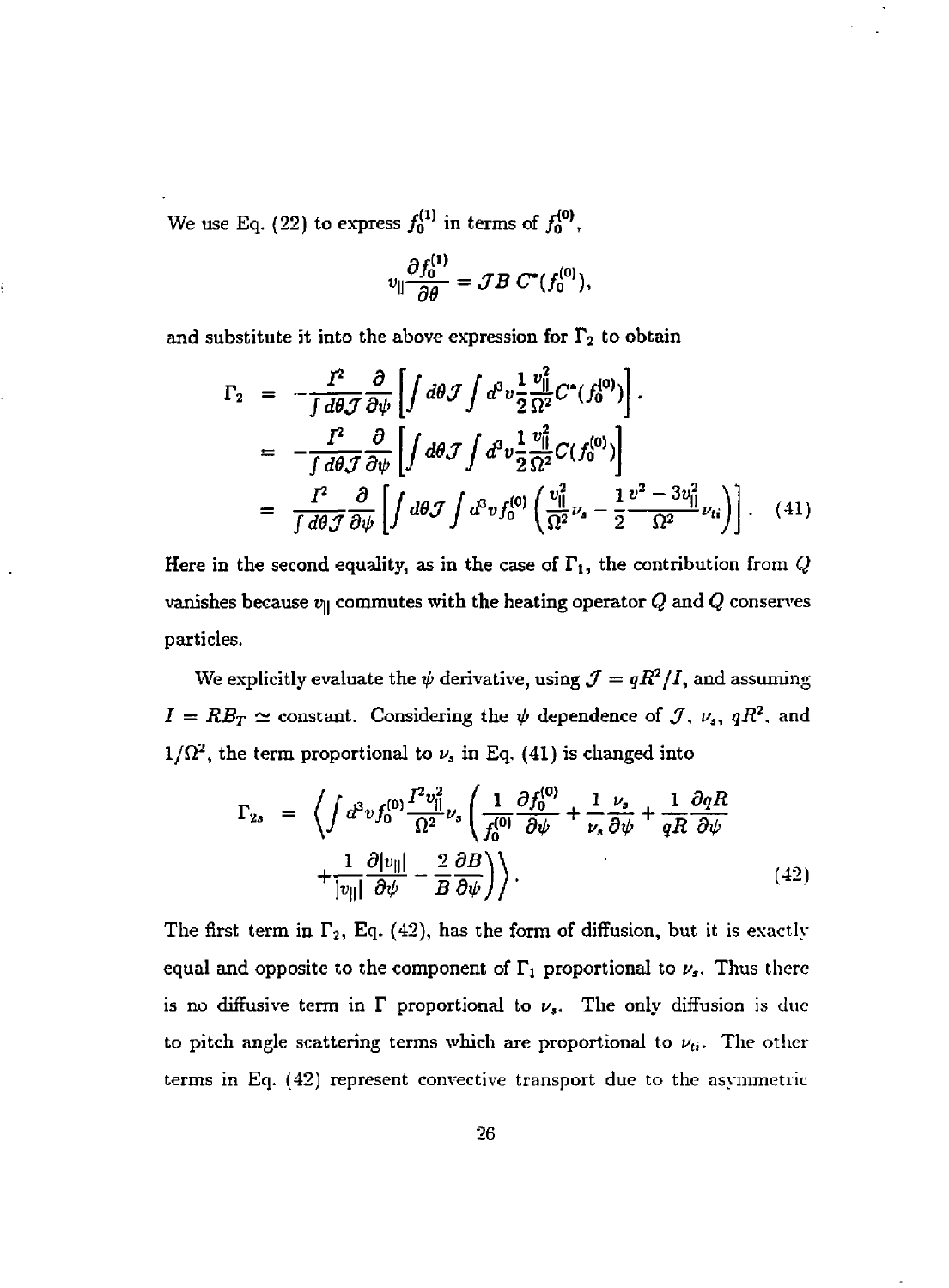We use Eq. (22) to express $f_0^{(1)}$ in terms of $f_0^{(0)}$,

$$v_\parallel \frac{\partial f_0^{(1)}}{\partial \theta} = \mathcal{J} B\, C^*(f_0^{(0)}),$$

and substitute it into the above expression for $\Gamma_2$ to obtain

$$\begin{aligned}
\Gamma_2 &= -\frac{I^2}{\int d\theta \mathcal{J}} \frac{\partial}{\partial \psi} \left[ \int d\theta \mathcal{J} \int d^3v \frac{1}{2} \frac{v_\parallel^2}{\Omega^2} C^*(f_0^{(0)}) \right]. \\
&= -\frac{I^2}{\int d\theta \mathcal{J}} \frac{\partial}{\partial \psi} \left[ \int d\theta \mathcal{J} \int d^3v \frac{1}{2} \frac{v_\parallel^2}{\Omega^2} C(f_0^{(0)}) \right] \\
&= \frac{I^2}{\int d\theta \mathcal{J}} \frac{\partial}{\partial \psi} \left[ \int d\theta \mathcal{J} \int d^3v f_0^{(0)} \left( \frac{v_\parallel^2}{\Omega^2} \nu_s - \frac{1}{2} \frac{v^2 - 3v_\parallel^2}{\Omega^2} \nu_{ti} \right) \right]. \quad (41)
\end{aligned}$$

Here in the second equality, as in the case of $\Gamma_1$, the contribution from $Q$ vanishes because $v_\parallel$ commutes with the heating operator $Q$ and $Q$ conserves particles.

We explicitly evaluate the $\psi$ derivative, using $\mathcal{J} = qR^2/I$, and assuming $I = RB_T \simeq$ constant. Considering the $\psi$ dependence of $\mathcal{J}$, $\nu_s$, $qR^2$, and $1/\Omega^2$, the term proportional to $\nu_s$ in Eq. (41) is changed into

$$\begin{aligned}
\Gamma_{2s} = \Bigg\langle \int d^3v f_0^{(0)} \frac{I^2 v_\parallel^2}{\Omega^2} \nu_s \Bigg( &\frac{1}{f_0^{(0)}} \frac{\partial f_0^{(0)}}{\partial \psi} + \frac{1}{\nu_s} \frac{\nu_s}{\partial \psi} + \frac{1}{qR} \frac{\partial qR}{\partial \psi} \\
&+ \frac{1}{|v_\parallel|} \frac{\partial |v_\parallel|}{\partial \psi} - \frac{2}{B} \frac{\partial B}{\partial \psi} \Bigg) \Bigg\rangle. \quad (42)
\end{aligned}$$

The first term in $\Gamma_2$, Eq. (42), has the form of diffusion, but it is exactly equal and opposite to the component of $\Gamma_1$ proportional to $\nu_s$. Thus there is no diffusive term in $\Gamma$ proportional to $\nu_s$. The only diffusion is due to pitch angle scattering terms which are proportional to $\nu_{ti}$. The other terms in Eq. (42) represent convective transport due to the asymmetric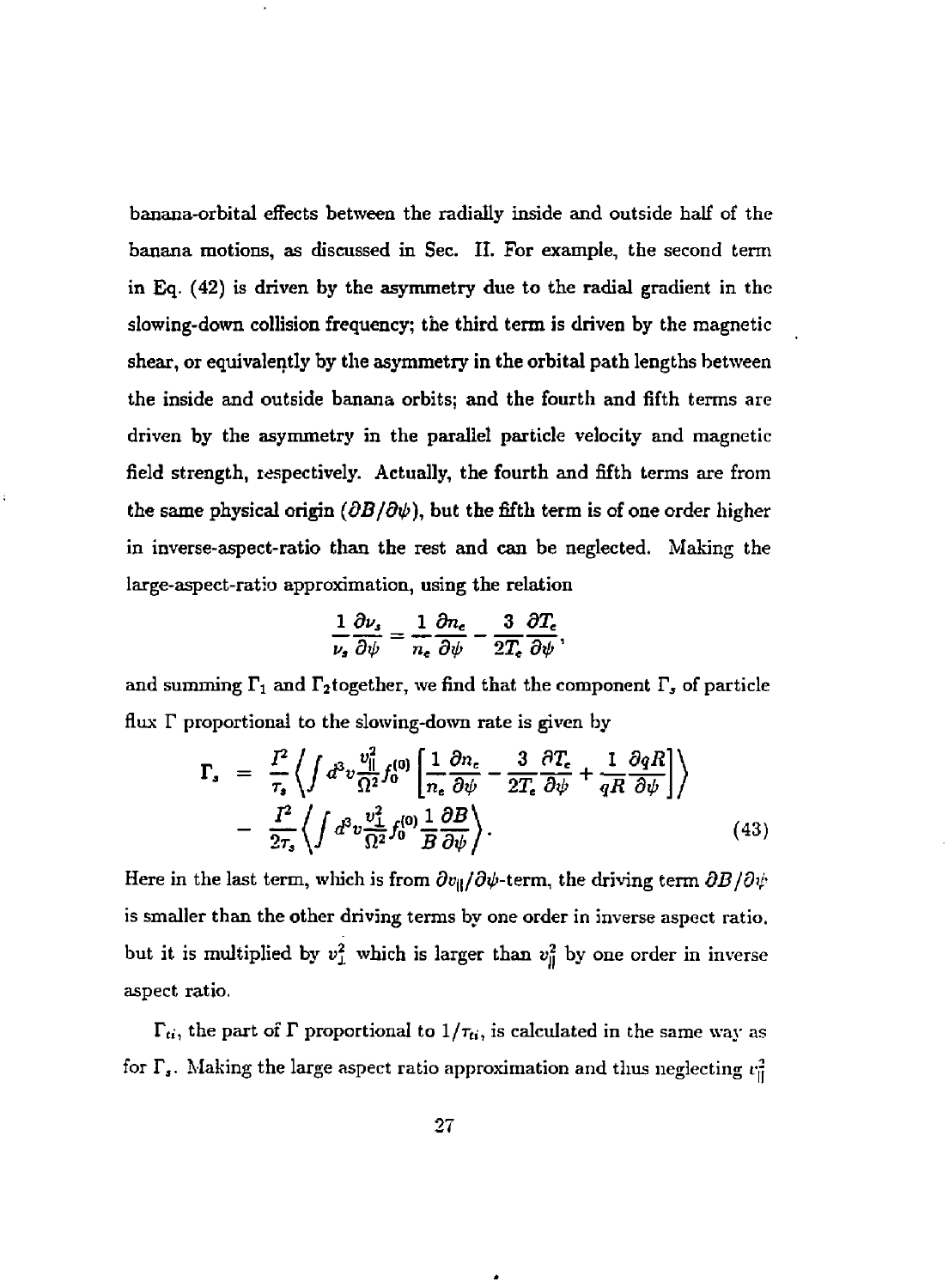banana-orbital effects between the radially inside and outside half of the banana motions, as discussed in Sec. II. For example, the second term in Eq. (42) is driven by the asymmetry due to the radial gradient in the slowing-down collision frequency; the third term is driven by the magnetic shear, or equivalently by the asymmetry in the orbital path lengths between the inside and outside banana orbits; and the fourth and fifth terms are driven by the asymmetry in the parallel particle velocity and magnetic field strength, respectively. Actually, the fourth and fifth terms are from the same physical origin ($\partial B/\partial\psi$), but the fifth term is of one order higher in inverse-aspect-ratio than the rest and can be neglected. Making the large-aspect-ratio approximation, using the relation

$$\frac{1}{\nu_s}\frac{\partial \nu_s}{\partial \psi} = \frac{1}{n_e}\frac{\partial n_e}{\partial \psi} - \frac{3}{2T_e}\frac{\partial T_e}{\partial \psi},$$

and summing $\Gamma_1$ and $\Gamma_2$together, we find that the component $\Gamma_s$ of particle flux $\Gamma$ proportional to the slowing-down rate is given by

$$\begin{aligned}
\Gamma_s &= \frac{I^2}{\tau_s}\left\langle \int d^3v \frac{v_\parallel^2}{\Omega^2} f_0^{(0)} \left[\frac{1}{n_e}\frac{\partial n_e}{\partial \psi} - \frac{3}{2T_e}\frac{\partial T_e}{\partial \psi} + \frac{1}{qR}\frac{\partial qR}{\partial \psi}\right]\right\rangle \\
&- \frac{I^2}{2\tau_s}\left\langle \int d^3v \frac{v_\perp^2}{\Omega^2} f_0^{(0)} \frac{1}{B}\frac{\partial B}{\partial \psi}\right\rangle .
\end{aligned} \tag{43}$$

Here in the last term, which is from $\partial v_\parallel/\partial\psi$-term, the driving term $\partial B/\partial\psi$ is smaller than the other driving terms by one order in inverse aspect ratio, but it is multiplied by $v_\perp^2$ which is larger than $v_\parallel^2$ by one order in inverse aspect ratio.

$\Gamma_{ti}$, the part of $\Gamma$ proportional to $1/\tau_{ti}$, is calculated in the same way as for $\Gamma_s$. Making the large aspect ratio approximation and thus neglecting $v_\parallel^2$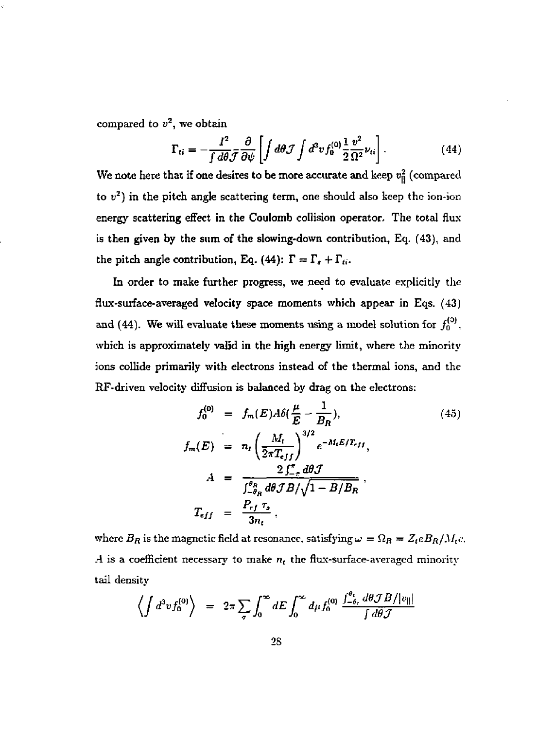compared to $v^2$, we obtain

$$\Gamma_{ti} = -\frac{I^2}{\int d\theta \mathcal{J}} \frac{\partial}{\partial \psi} \left[ \int d\theta \mathcal{J} \int d^3v f_0^{(0)} \frac{1}{2} \frac{v^2}{\Omega^2} \nu_{ti} \right]. \tag{44}$$

We note here that if one desires to be more accurate and keep $v_\parallel^2$ (compared to $v^2$) in the pitch angle scattering term, one should also keep the ion-ion energy scattering effect in the Coulomb collision operator. The total flux is then given by the sum of the slowing-down contribution, Eq. (43), and the pitch angle contribution, Eq. (44): $\Gamma = \Gamma_s + \Gamma_{ti}$.

In order to make further progress, we need to evaluate explicitly the flux-surface-averaged velocity space moments which appear in Eqs. (43) and (44). We will evaluate these moments using a model solution for $f_0^{(0)}$, which is approximately valid in the high energy limit, where the minority ions collide primarily with electrons instead of the thermal ions, and the RF-driven velocity diffusion is balanced by drag on the electrons:

$$\begin{aligned}
f_0^{(0)} &= f_m(E) A \delta(\frac{\mu}{E} - \frac{1}{B_R}), \qquad (45) \\
f_m(E) &= n_t \left( \frac{M_t}{2\pi T_{eff}} \right)^{3/2} e^{-M_t E / T_{eff}}, \\
A &= \frac{2 \int_{-\pi}^{\pi} d\theta \mathcal{J}}{\int_{-\theta_R}^{\theta_R} d\theta \mathcal{J} B / \sqrt{1 - B/B_R}}, \\
T_{eff} &= \frac{P_{rf} \, \tau_s}{3 n_t}.
\end{aligned}$$

where $B_R$ is the magnetic field at resonance, satisfying $\omega = \Omega_R = Z_t e B_R / M_t c$. $A$ is a coefficient necessary to make $n_t$ the flux-surface-averaged minority tail density

$$\left\langle \int d^3v f_0^{(0)} \right\rangle = 2\pi \sum_\sigma \int_0^\infty dE \int_0^\infty d\mu f_0^{(0)} \frac{\int_{-\theta_t}^{\theta_t} d\theta \mathcal{J} B / |v_\parallel|}{\int d\theta \mathcal{J}}$$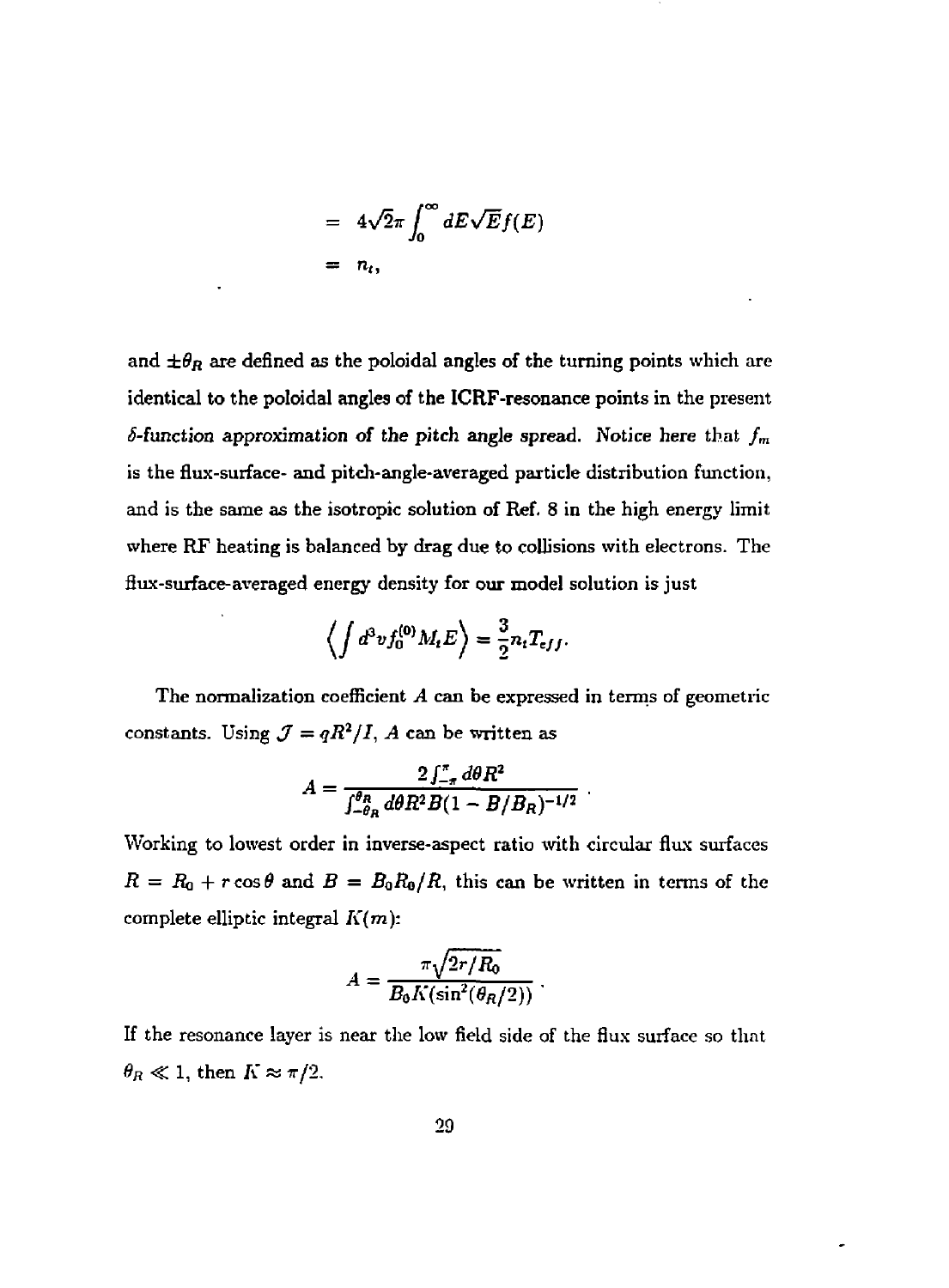$$
\begin{aligned}
&= 4\sqrt{2}\pi \int_0^\infty dE\sqrt{E}f(E) \\
&= n_t,
\end{aligned}
$$

and $\pm\theta_R$ are defined as the poloidal angles of the turning points which are identical to the poloidal angles of the ICRF-resonance points in the present $\delta$-function approximation of the pitch angle spread. Notice here that $f_m$ is the flux-surface- and pitch-angle-averaged particle distribution function, and is the same as the isotropic solution of Ref. 8 in the high energy limit where RF heating is balanced by drag due to collisions with electrons. The flux-surface-averaged energy density for our model solution is just

$$
\left\langle \int d^3v f_0^{(0)} M_t E \right\rangle = \frac{3}{2} n_t T_{eff}.
$$

The normalization coefficient $A$ can be expressed in terms of geometric constants. Using $\mathcal{J} = qR^2/I$, $A$ can be written as

$$
A = \frac{2\int_{-\pi}^{\pi} d\theta R^2}{\int_{-\theta_R}^{\theta_R} d\theta R^2 B (1 - B/B_R)^{-1/2}} .
$$

Working to lowest order in inverse-aspect ratio with circular flux surfaces $R = R_0 + r\cos\theta$ and $B = B_0 R_0 / R$, this can be written in terms of the complete elliptic integral $K(m)$:

$$
A = \frac{\pi\sqrt{2r/R_0}}{B_0 K(\sin^2(\theta_R/2))} .
$$

If the resonance layer is near the low field side of the flux surface so that $\theta_R \ll 1$, then $K \approx \pi/2$.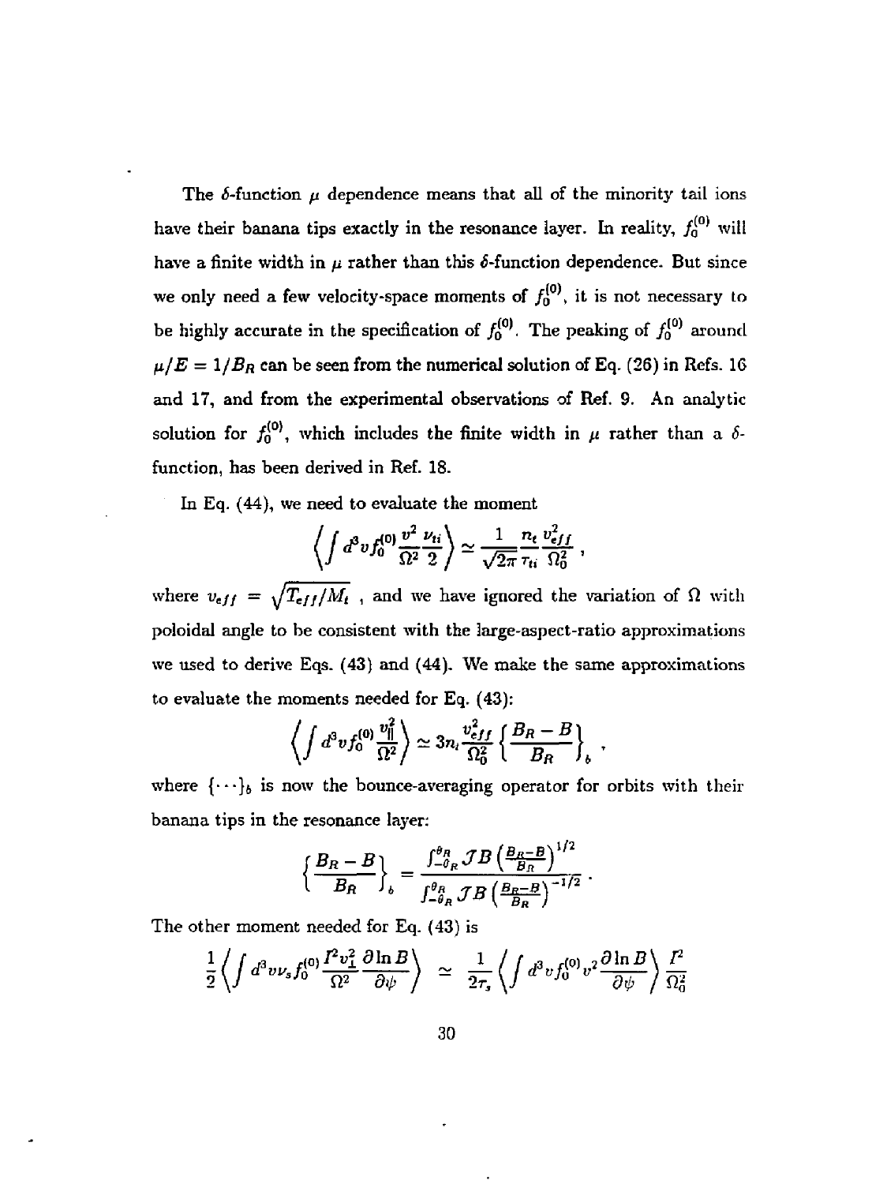The $\delta$-function $\mu$ dependence means that all of the minority tail ions have their banana tips exactly in the resonance layer. In reality, $f_0^{(0)}$ will have a finite width in $\mu$ rather than this $\delta$-function dependence. But since we only need a few velocity-space moments of $f_0^{(0)}$, it is not necessary to be highly accurate in the specification of $f_0^{(0)}$. The peaking of $f_0^{(0)}$ around $\mu/E = 1/B_R$ can be seen from the numerical solution of Eq. (26) in Refs. 16 and 17, and from the experimental observations of Ref. 9. An analytic solution for $f_0^{(0)}$, which includes the finite width in $\mu$ rather than a $\delta$-function, has been derived in Ref. 18.

In Eq. (44), we need to evaluate the moment

$$\left\langle \int d^3v f_0^{(0)} \frac{v^2}{\Omega^2} \frac{\nu_{ti}}{2} \right\rangle \simeq \frac{1}{\sqrt{2\pi}} \frac{n_t}{\tau_{ti}} \frac{v_{eff}^2}{\Omega_0^2} \, ,$$

where $v_{eff} = \sqrt{T_{eff}/M_t}$ , and we have ignored the variation of $\Omega$ with poloidal angle to be consistent with the large-aspect-ratio approximations we used to derive Eqs. (43) and (44). We make the same approximations to evaluate the moments needed for Eq. (43):

$$\left\langle \int d^3v f_0^{(0)} \frac{v_\parallel^2}{\Omega^2} \right\rangle \simeq 3 n_t \frac{v_{eff}^2}{\Omega_0^2} \left\{ \frac{B_R - B}{B_R} \right\}_b \, ,$$

where $\{\cdots\}_b$ is now the bounce-averaging operator for orbits with their banana tips in the resonance layer:

$$\left\{ \frac{B_R - B}{B_R} \right\}_b = \frac{\int_{-\theta_R}^{\theta_R} \mathcal{J} B \left( \frac{B_R - B}{B_R} \right)^{1/2}}{\int_{-\theta_R}^{\theta_R} \mathcal{J} B \left( \frac{B_R - B}{B_R} \right)^{-1/2}} \, .$$

The other moment needed for Eq. (43) is

$$\frac{1}{2} \left\langle \int d^3v \nu_s f_0^{(0)} \frac{I^2 v_\perp^2}{\Omega^2} \frac{\partial \ln B}{\partial \psi} \right\rangle \simeq \frac{1}{2\tau_s} \left\langle \int d^3v f_0^{(0)} v^2 \frac{\partial \ln B}{\partial \psi} \right\rangle \frac{I^2}{\Omega_0^2}$$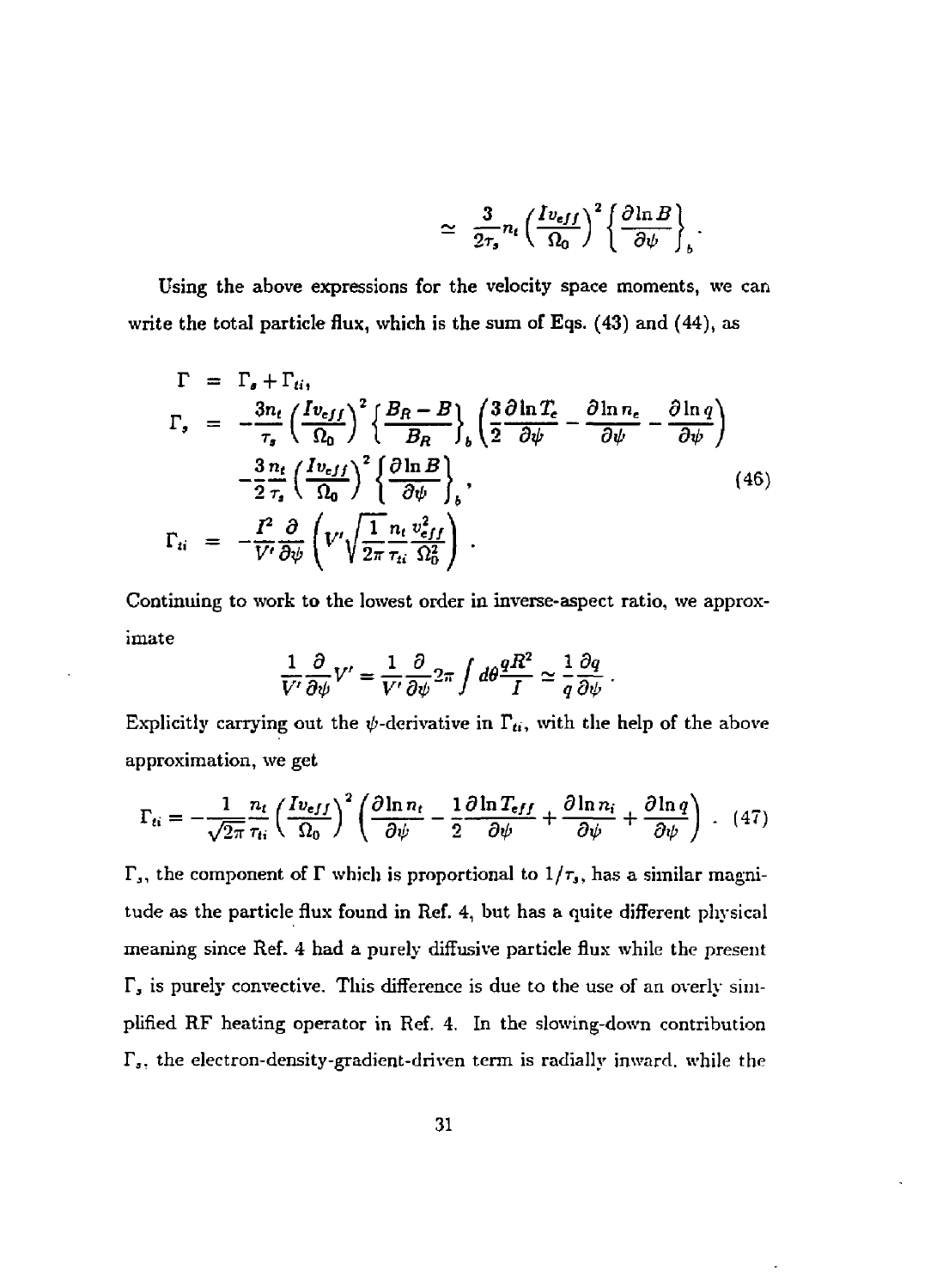$$\simeq \frac{3}{2\tau_s} n_t \left(\frac{I v_{eff}}{\Omega_0}\right)^2 \left\{\frac{\partial \ln B}{\partial \psi}\right\}_b .$$

Using the above expressions for the velocity space moments, we can write the total particle flux, which is the sum of Eqs. (43) and (44), as

$$
\begin{aligned}
\Gamma &= \Gamma_s + \Gamma_{ti}, \\
\Gamma_s &= -\frac{3 n_t}{\tau_s}\left(\frac{I v_{eff}}{\Omega_0}\right)^2 \left\{\frac{B_R - B}{B_R}\right\}_b \left(\frac{3}{2}\frac{\partial \ln T_e}{\partial \psi} - \frac{\partial \ln n_e}{\partial \psi} - \frac{\partial \ln q}{\partial \psi}\right) \\
&\quad - \frac{3}{2}\frac{n_t}{\tau_s}\left(\frac{I v_{eff}}{\Omega_0}\right)^2 \left\{\frac{\partial \ln B}{\partial \psi}\right\}_b , \qquad (46) \\
\Gamma_{ti} &= -\frac{I^2}{V'}\frac{\partial}{\partial \psi}\left(V' \sqrt{\frac{1}{2\pi}} \frac{n_t}{\tau_{ti}} \frac{v_{eff}^2}{\Omega_0^2}\right) .
\end{aligned}
$$

Continuing to work to the lowest order in inverse-aspect ratio, we approximate

$$\frac{1}{V'}\frac{\partial}{\partial \psi} V' = \frac{1}{V'}\frac{\partial}{\partial \psi} 2\pi \int d\theta \frac{q R^2}{I} \simeq \frac{1}{q}\frac{\partial q}{\partial \psi} .$$

Explicitly carrying out the $\psi$-derivative in $\Gamma_{ti}$, with the help of the above approximation, we get

$$\Gamma_{ti} = -\frac{1}{\sqrt{2\pi}} \frac{n_t}{\tau_{ti}} \left(\frac{I v_{eff}}{\Omega_0}\right)^2 \left(\frac{\partial \ln n_t}{\partial \psi} - \frac{1}{2}\frac{\partial \ln T_{eff}}{\partial \psi} + \frac{\partial \ln n_i}{\partial \psi} + \frac{\partial \ln q}{\partial \psi}\right) . \quad (47)$$

$\Gamma_s$, the component of $\Gamma$ which is proportional to $1/\tau_s$, has a similar magnitude as the particle flux found in Ref. 4, but has a quite different physical meaning since Ref. 4 had a purely diffusive particle flux while the present $\Gamma_s$ is purely convective. This difference is due to the use of an overly simplified RF heating operator in Ref. 4. In the slowing-down contribution $\Gamma_s$, the electron-density-gradient-driven term is radially inward, while the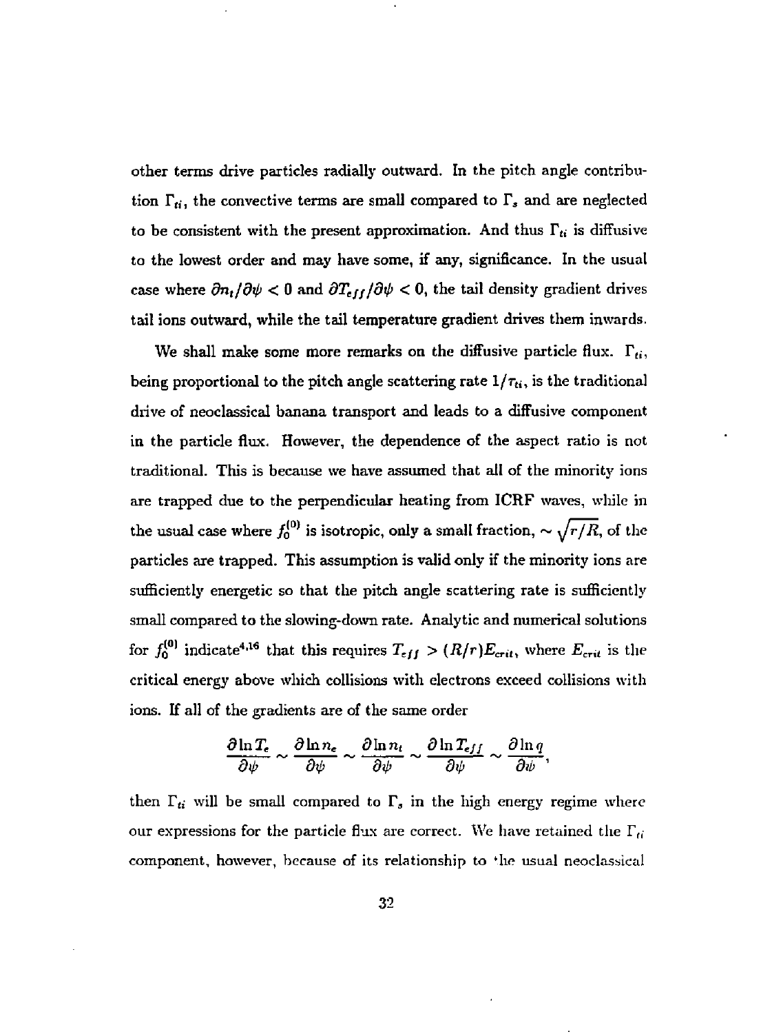other terms drive particles radially outward. In the pitch angle contribution $\Gamma_{ti}$, the convective terms are small compared to $\Gamma_s$ and are neglected to be consistent with the present approximation. And thus $\Gamma_{ti}$ is diffusive to the lowest order and may have some, if any, significance. In the usual case where $\partial n_t/\partial\psi < 0$ and $\partial T_{eff}/\partial\psi < 0$, the tail density gradient drives tail ions outward, while the tail temperature gradient drives them inwards.

We shall make some more remarks on the diffusive particle flux. $\Gamma_{ti}$, being proportional to the pitch angle scattering rate $1/\tau_{ti}$, is the traditional drive of neoclassical banana transport and leads to a diffusive component in the particle flux. However, the dependence of the aspect ratio is not traditional. This is because we have assumed that all of the minority ions are trapped due to the perpendicular heating from ICRF waves, while in the usual case where $f_0^{(0)}$ is isotropic, only a small fraction, $\sim\sqrt{r/R}$, of the particles are trapped. This assumption is valid only if the minority ions are sufficiently energetic so that the pitch angle scattering rate is sufficiently small compared to the slowing-down rate. Analytic and numerical solutions for $f_0^{(0)}$ indicate[4,16] that this requires $T_{eff} > (R/r)E_{crit}$, where $E_{crit}$ is the critical energy above which collisions with electrons exceed collisions with ions. If all of the gradients are of the same order

$$\frac{\partial \ln T_e}{\partial\psi} \sim \frac{\partial \ln n_e}{\partial\psi} \sim \frac{\partial \ln n_t}{\partial\psi} \sim \frac{\partial \ln T_{eff}}{\partial\psi} \sim \frac{\partial \ln q}{\partial\psi},$$

then $\Gamma_{ti}$ will be small compared to $\Gamma_s$ in the high energy regime where our expressions for the particle flux are correct. We have retained the $\Gamma_{ti}$ component, however, because of its relationship to the usual neoclassical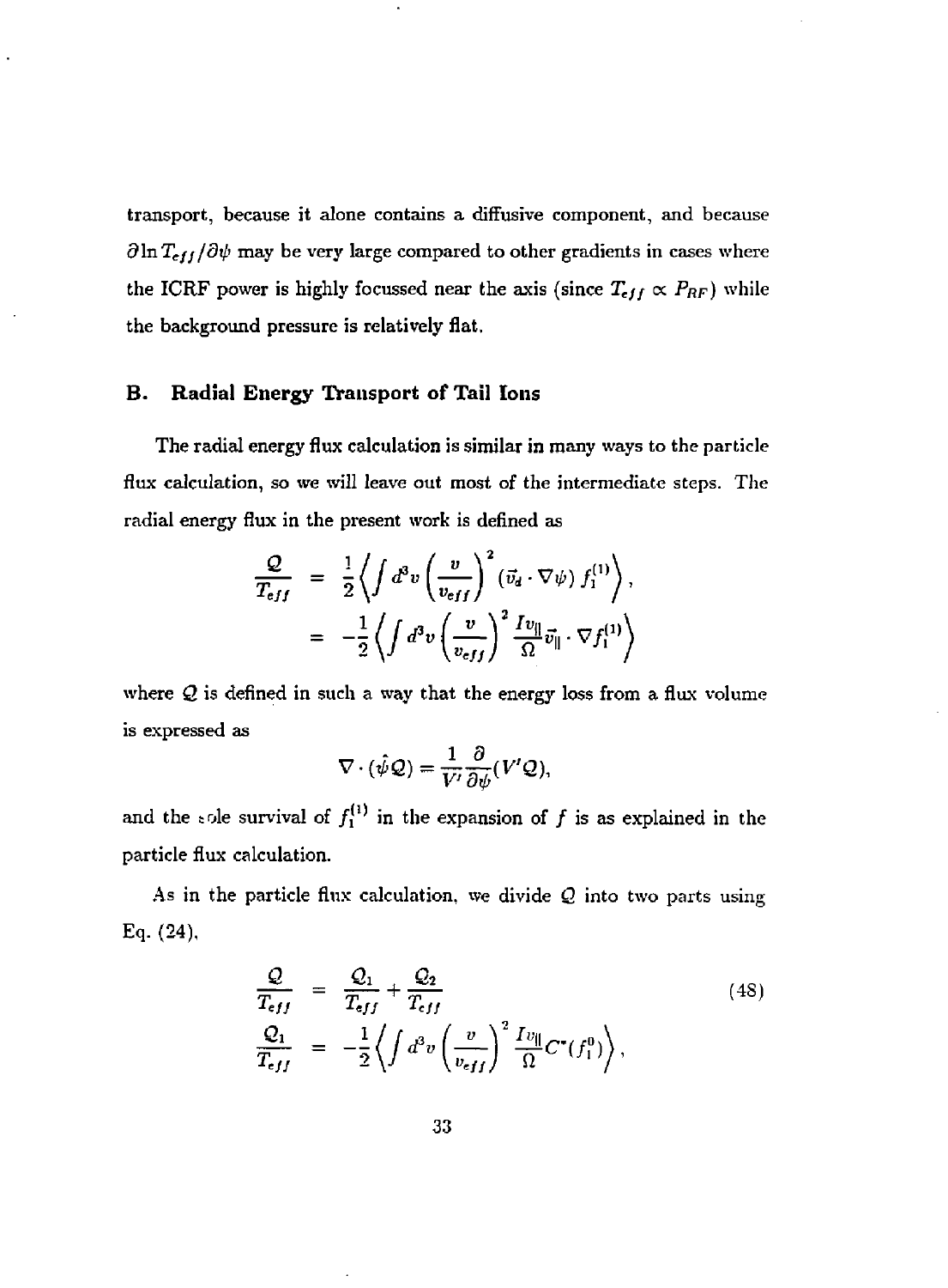transport, because it alone contains a diffusive component, and because $\partial \ln T_{eff}/\partial\psi$ may be very large compared to other gradients in cases where the ICRF power is highly focussed near the axis (since $T_{eff} \propto P_{RF}$) while the background pressure is relatively flat.

## B. Radial Energy Transport of Tail Ions

The radial energy flux calculation is similar in many ways to the particle flux calculation, so we will leave out most of the intermediate steps. The radial energy flux in the present work is defined as

$$\begin{aligned} \frac{\mathcal{Q}}{T_{eff}} &= \frac{1}{2}\left\langle \int d^3v \left(\frac{v}{v_{eff}}\right)^2 (\vec{v}_d \cdot \nabla\psi)\, f_1^{(1)} \right\rangle, \\ &= -\frac{1}{2}\left\langle \int d^3v \left(\frac{v}{v_{eff}}\right)^2 \frac{I v_\parallel}{\Omega} \vec{v}_\parallel \cdot \nabla f_1^{(1)} \right\rangle \end{aligned}$$

where $\mathcal{Q}$ is defined in such a way that the energy loss from a flux volume is expressed as

$$\nabla \cdot (\hat{\psi}\mathcal{Q}) = \frac{1}{V'}\frac{\partial}{\partial\psi}(V'\mathcal{Q}),$$

and the sole survival of $f_1^{(1)}$ in the expansion of $f$ is as explained in the particle flux calculation.

As in the particle flux calculation, we divide $\mathcal{Q}$ into two parts using Eq. (24),

$$\begin{aligned} \frac{\mathcal{Q}}{T_{eff}} &= \frac{\mathcal{Q}_1}{T_{eff}} + \frac{\mathcal{Q}_2}{T_{eff}} \qquad (48) \\ \frac{\mathcal{Q}_1}{T_{eff}} &= -\frac{1}{2}\left\langle \int d^3v \left(\frac{v}{v_{eff}}\right)^2 \frac{I v_\parallel}{\Omega} C^*(f_1^0) \right\rangle, \end{aligned}$$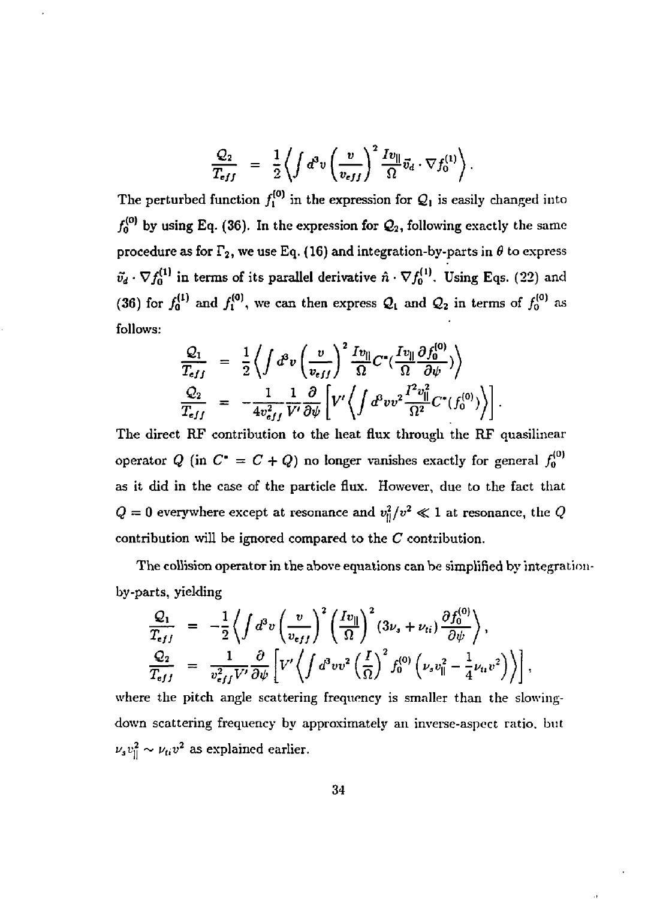$$\frac{Q_2}{T_{eff}} = \frac{1}{2}\left\langle \int d^3v \left(\frac{v}{v_{eff}}\right)^2 \frac{Iv_\parallel}{\Omega} \vec{v}_d \cdot \nabla f_0^{(1)} \right\rangle .$$

The perturbed function $f_1^{(0)}$ in the expression for $Q_1$ is easily changed into $f_0^{(0)}$ by using Eq. (36). In the expression for $Q_2$, following exactly the same procedure as for $\Gamma_2$, we use Eq. (16) and integration-by-parts in $\theta$ to express $\vec{v}_d \cdot \nabla f_0^{(1)}$ in terms of its parallel derivative $\hat{n} \cdot \nabla f_0^{(1)}$. Using Eqs. (22) and (36) for $f_0^{(1)}$ and $f_1^{(0)}$, we can then express $Q_1$ and $Q_2$ in terms of $f_0^{(0)}$ as follows:

$$\frac{Q_1}{T_{eff}} = \frac{1}{2}\left\langle \int d^3v \left(\frac{v}{v_{eff}}\right)^2 \frac{Iv_\parallel}{\Omega} C^*\left(\frac{Iv_\parallel}{\Omega}\frac{\partial f_0^{(0)}}{\partial \psi}\right) \right\rangle$$

$$\frac{Q_2}{T_{eff}} = -\frac{1}{4v_{eff}^2}\frac{1}{V'}\frac{\partial}{\partial \psi}\left[ V' \left\langle \int d^3v v^2 \frac{I^2 v_\parallel^2}{\Omega^2} C^*(f_0^{(0)}) \right\rangle \right] .$$

The direct RF contribution to the heat flux through the RF quasilinear operator $Q$ (in $C^* = C + Q$) no longer vanishes exactly for general $f_0^{(0)}$ as it did in the case of the particle flux. However, due to the fact that $Q = 0$ everywhere except at resonance and $v_\parallel^2/v^2 \ll 1$ at resonance, the $Q$ contribution will be ignored compared to the $C$ contribution.

The collision operator in the above equations can be simplified by integration-by-parts, yielding

$$\frac{Q_1}{T_{eff}} = -\frac{1}{2}\left\langle \int d^3v \left(\frac{v}{v_{eff}}\right)^2 \left(\frac{Iv_\parallel}{\Omega}\right)^2 (3\nu_s + \nu_{ti}) \frac{\partial f_0^{(0)}}{\partial \psi} \right\rangle ,$$

$$\frac{Q_2}{T_{eff}} = \frac{1}{v_{eff}^2 V'}\frac{\partial}{\partial \psi}\left[ V' \left\langle \int d^3v v^2 \left(\frac{I}{\Omega}\right)^2 f_0^{(0)} \left(\nu_s v_\parallel^2 - \frac{1}{4}\nu_{ti} v^2\right) \right\rangle \right] ,$$

where the pitch angle scattering frequency is smaller than the slowing-down scattering frequency by approximately an inverse-aspect ratio, but $\nu_s v_\parallel^2 \sim \nu_{ti} v^2$ as explained earlier.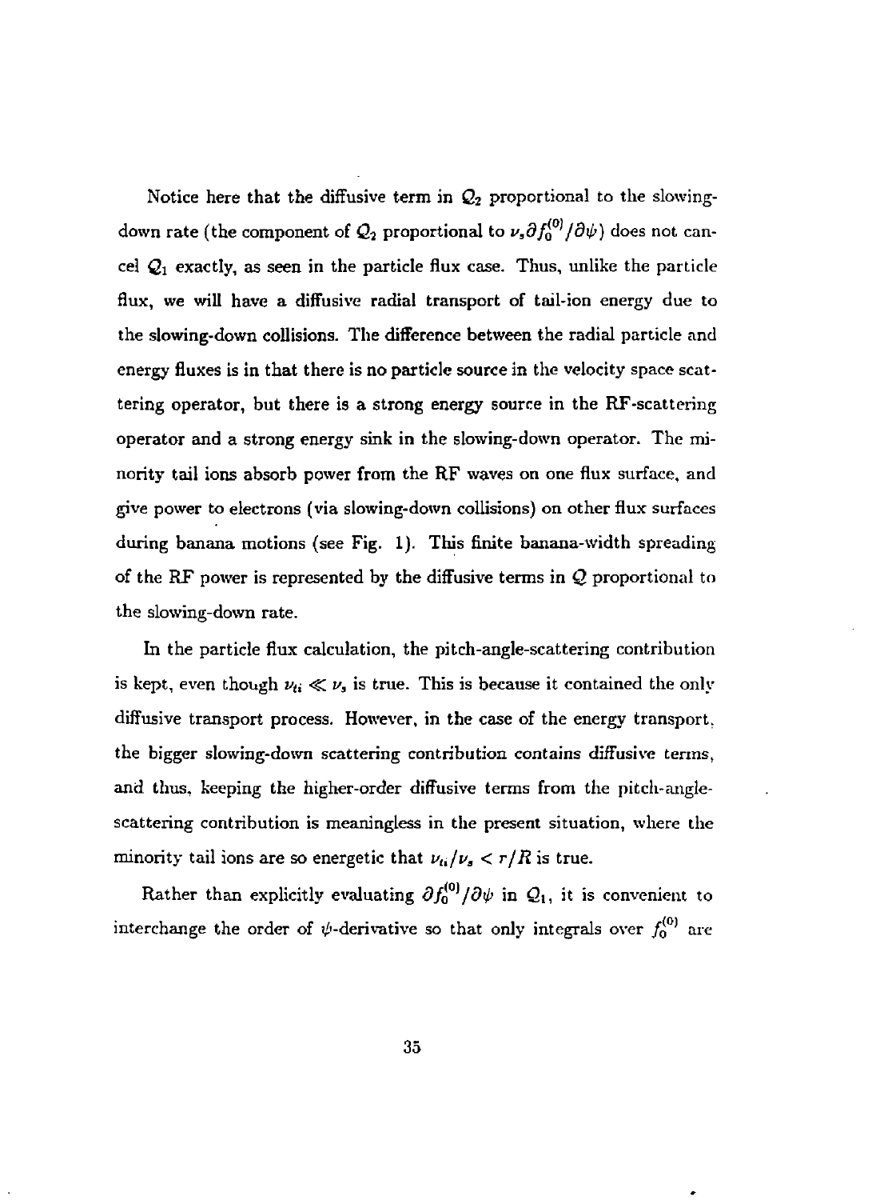Notice here that the diffusive term in $Q_2$ proportional to the slowing-down rate (the component of $Q_2$ proportional to $\nu_s \partial f_0^{(0)}/\partial\psi$) does not cancel $Q_1$ exactly, as seen in the particle flux case. Thus, unlike the particle flux, we will have a diffusive radial transport of tail-ion energy due to the slowing-down collisions. The difference between the radial particle and energy fluxes is in that there is no particle source in the velocity space scattering operator, but there is a strong energy source in the RF-scattering operator and a strong energy sink in the slowing-down operator. The minority tail ions absorb power from the RF waves on one flux surface, and give power to electrons (via slowing-down collisions) on other flux surfaces during banana motions (see Fig. 1). This finite banana-width spreading of the RF power is represented by the diffusive terms in $Q$ proportional to the slowing-down rate.

In the particle flux calculation, the pitch-angle-scattering contribution is kept, even though $\nu_{ti} \ll \nu_s$ is true. This is because it contained the only diffusive transport process. However, in the case of the energy transport, the bigger slowing-down scattering contribution contains diffusive terms, and thus, keeping the higher-order diffusive terms from the pitch-angle-scattering contribution is meaningless in the present situation, where the minority tail ions are so energetic that $\nu_{ti}/\nu_s < r/R$ is true.

Rather than explicitly evaluating $\partial f_0^{(0)}/\partial\psi$ in $Q_1$, it is convenient to interchange the order of $\psi$-derivative so that only integrals over $f_0^{(0)}$ are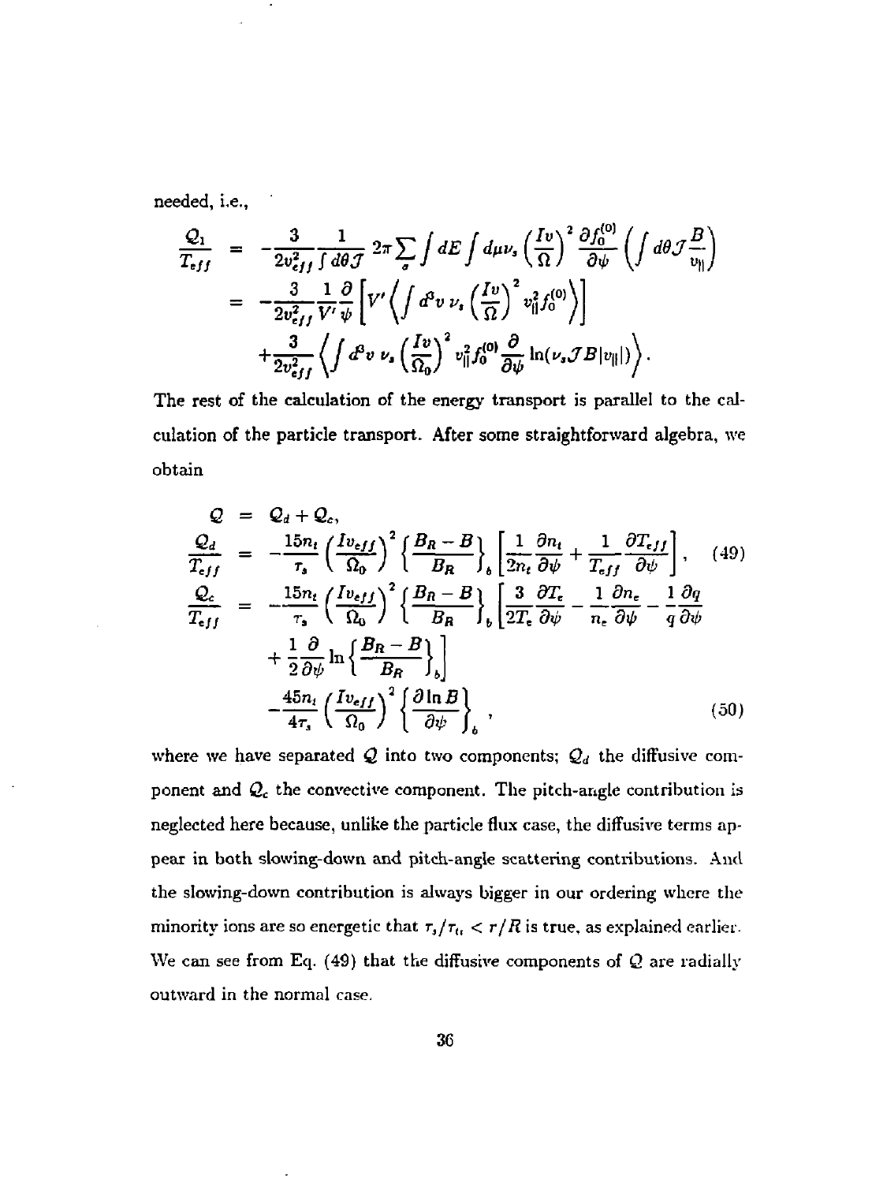needed, i.e.,

$$
\begin{aligned}
\frac{Q_1}{T_{eff}} &= -\frac{3}{2v_{eff}^2}\frac{1}{\int d\theta \mathcal{J}} 2\pi \sum_\sigma \int dE \int d\mu \nu_s \left(\frac{Iv}{\Omega}\right)^2 \frac{\partial f_0^{(0)}}{\partial \psi}\left(\int d\theta \mathcal{J}\frac{B}{v_\parallel}\right) \\
&= -\frac{3}{2v_{eff}^2}\frac{1}{V'}\frac{\partial}{\psi}\left[V'\left\langle \int d^3v\, \nu_s \left(\frac{Iv}{\Omega}\right)^2 v_\parallel^2 f_0^{(0)}\right\rangle\right] \\
&\quad +\frac{3}{2v_{eff}^2}\left\langle \int d^3v\, \nu_s \left(\frac{Iv}{\Omega_0}\right)^2 v_\parallel^2 f_0^{(0)}\frac{\partial}{\partial \psi}\ln(\nu_s \mathcal{J} B|v_\parallel|)\right\rangle .
\end{aligned}
$$

The rest of the calculation of the energy transport is parallel to the calculation of the particle transport. After some straightforward algebra, we obtain

$$
\begin{aligned}
\mathcal{Q} &= \mathcal{Q}_d + \mathcal{Q}_c, \\
\frac{\mathcal{Q}_d}{T_{eff}} &= -\frac{15n_t}{\tau_s}\left(\frac{Iv_{eff}}{\Omega_0}\right)^2\left\{\frac{B_R - B}{B_R}\right\}_b\left[\frac{1}{2n_t}\frac{\partial n_t}{\partial \psi} + \frac{1}{T_{eff}}\frac{\partial T_{eff}}{\partial \psi}\right], \qquad (49)
\end{aligned}
$$

$$
\begin{aligned}
\frac{\mathcal{Q}_c}{T_{eff}} &= -\frac{15n_t}{\tau_s}\left(\frac{Iv_{eff}}{\Omega_0}\right)^2\left\{\frac{B_R - B}{B_R}\right\}_b\left[\frac{3}{2T_e}\frac{\partial T_e}{\partial \psi} - \frac{1}{n_e}\frac{\partial n_e}{\partial \psi} - \frac{1}{q}\frac{\partial q}{\partial \psi}\right. \\
&\quad \left. + \frac{1}{2}\frac{\partial}{\partial \psi}\ln\left\{\frac{B_R - B}{B_R}\right\}_b\right] \\
&\quad -\frac{45n_t}{4\tau_s}\left(\frac{Iv_{eff}}{\Omega_0}\right)^2\left\{\frac{\partial \ln B}{\partial \psi}\right\}_b , \qquad (50)
\end{aligned}
$$

where we have separated $\mathcal{Q}$ into two components; $\mathcal{Q}_d$ the diffusive component and $\mathcal{Q}_c$ the convective component. The pitch-angle contribution is neglected here because, unlike the particle flux case, the diffusive terms appear in both slowing-down and pitch-angle scattering contributions. And the slowing-down contribution is always bigger in our ordering where the minority ions are so energetic that $\tau_s/\tau_{tt} < r/R$ is true, as explained earlier. We can see from Eq. (49) that the diffusive components of $\mathcal{Q}$ are radially outward in the normal case.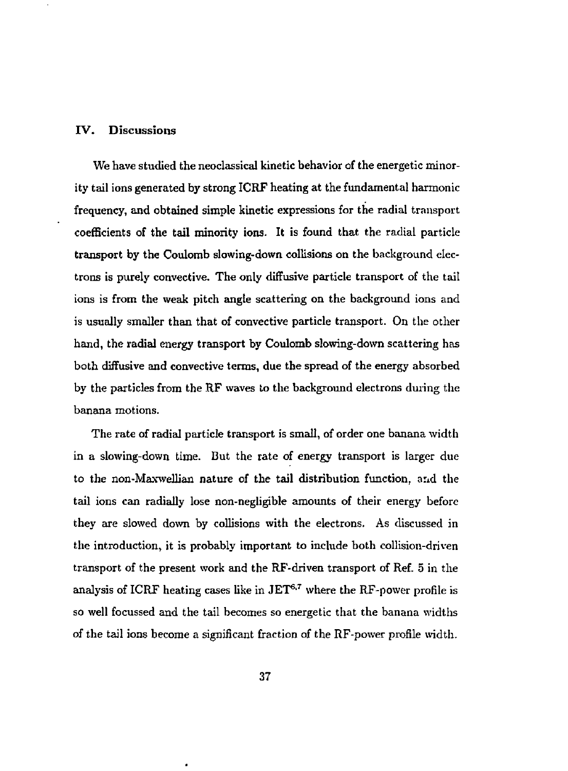## IV. Discussions

We have studied the neoclassical kinetic behavior of the energetic minority tail ions generated by strong ICRF heating at the fundamental harmonic frequency, and obtained simple kinetic expressions for the radial transport coefficients of the tail minority ions. It is found that the radial particle transport by the Coulomb slowing-down collisions on the background electrons is purely convective. The only diffusive particle transport of the tail ions is from the weak pitch angle scattering on the background ions and is usually smaller than that of convective particle transport. On the other hand, the radial energy transport by Coulomb slowing-down scattering has both diffusive and convective terms, due the spread of the energy absorbed by the particles from the RF waves to the background electrons during the banana motions.

The rate of radial particle transport is small, of order one banana width in a slowing-down time. But the rate of energy transport is larger due to the non-Maxwellian nature of the tail distribution function, and the tail ions can radially lose non-negligible amounts of their energy before they are slowed down by collisions with the electrons. As discussed in the introduction, it is probably important to include both collision-driven transport of the present work and the RF-driven transport of Ref. 5 in the analysis of ICRF heating cases like in JET[6,7] where the RF-power profile is so well focussed and the tail becomes so energetic that the banana widths of the tail ions become a significant fraction of the RF-power profile width.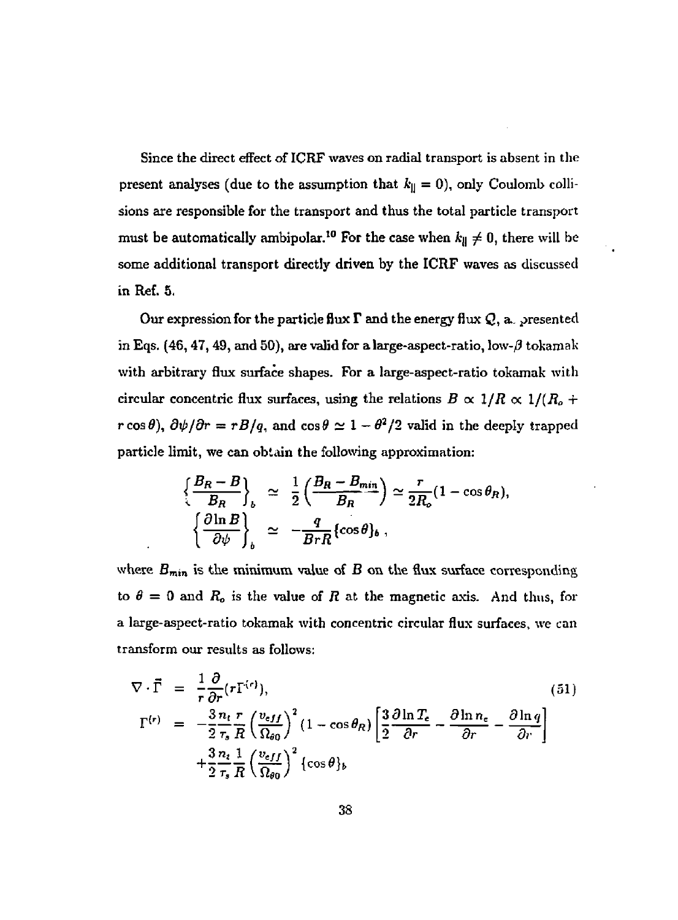Since the direct effect of ICRF waves on radial transport is absent in the present analyses (due to the assumption that $k_{\|} = 0$), only Coulomb collisions are responsible for the transport and thus the total particle transport must be automatically ambipolar.[10] For the case when $k_{\|} \neq 0$, there will be some additional transport directly driven by the ICRF waves as discussed in Ref. 5.

Our expression for the particle flux $\Gamma$ and the energy flux $Q$, as presented in Eqs. (46, 47, 49, and 50), are valid for a large-aspect-ratio, low-$\beta$ tokamak with arbitrary flux surface shapes. For a large-aspect-ratio tokamak with circular concentric flux surfaces, using the relations $B \propto 1/R \propto 1/(R_o + r\cos\theta)$, $\partial\psi/\partial r = rB/q$, and $\cos\theta \simeq 1 - \theta^2/2$ valid in the deeply trapped particle limit, we can obtain the following approximation:

$$
\begin{aligned}
\left\{\frac{B_R - B}{B_R}\right\}_b &\simeq \frac{1}{2}\left(\frac{B_R - B_{min}}{B_R}\right) \simeq \frac{r}{2R_o}(1 - \cos\theta_R), \\
\left\{\frac{\partial \ln B}{\partial \psi}\right\}_b &\simeq -\frac{q}{BrR}\{\cos\theta\}_b \, ,
\end{aligned}
$$

where $B_{min}$ is the minimum value of $B$ on the flux surface corresponding to $\theta = 0$ and $R_o$ is the value of $R$ at the magnetic axis. And thus, for a large-aspect-ratio tokamak with concentric circular flux surfaces, we can transform our results as follows:

$$
\begin{aligned}
\nabla \cdot \bar{\Gamma} &= \frac{1}{r}\frac{\partial}{\partial r}(r\Gamma^{(r)}), \qquad (51) \\
\Gamma^{(r)} &= -\frac{3}{2}\frac{n_t}{\tau_s}\frac{r}{R}\left(\frac{v_{eff}}{\Omega_{\theta 0}}\right)^2 (1 - \cos\theta_R)\left[\frac{3}{2}\frac{\partial \ln T_e}{\partial r} - \frac{\partial \ln n_e}{\partial r} - \frac{\partial \ln q}{\partial r}\right] \\
&\quad + \frac{3}{2}\frac{n_t}{\tau_s}\frac{1}{R}\left(\frac{v_{eff}}{\Omega_{\theta 0}}\right)^2 \{\cos\theta\}_b
\end{aligned}
$$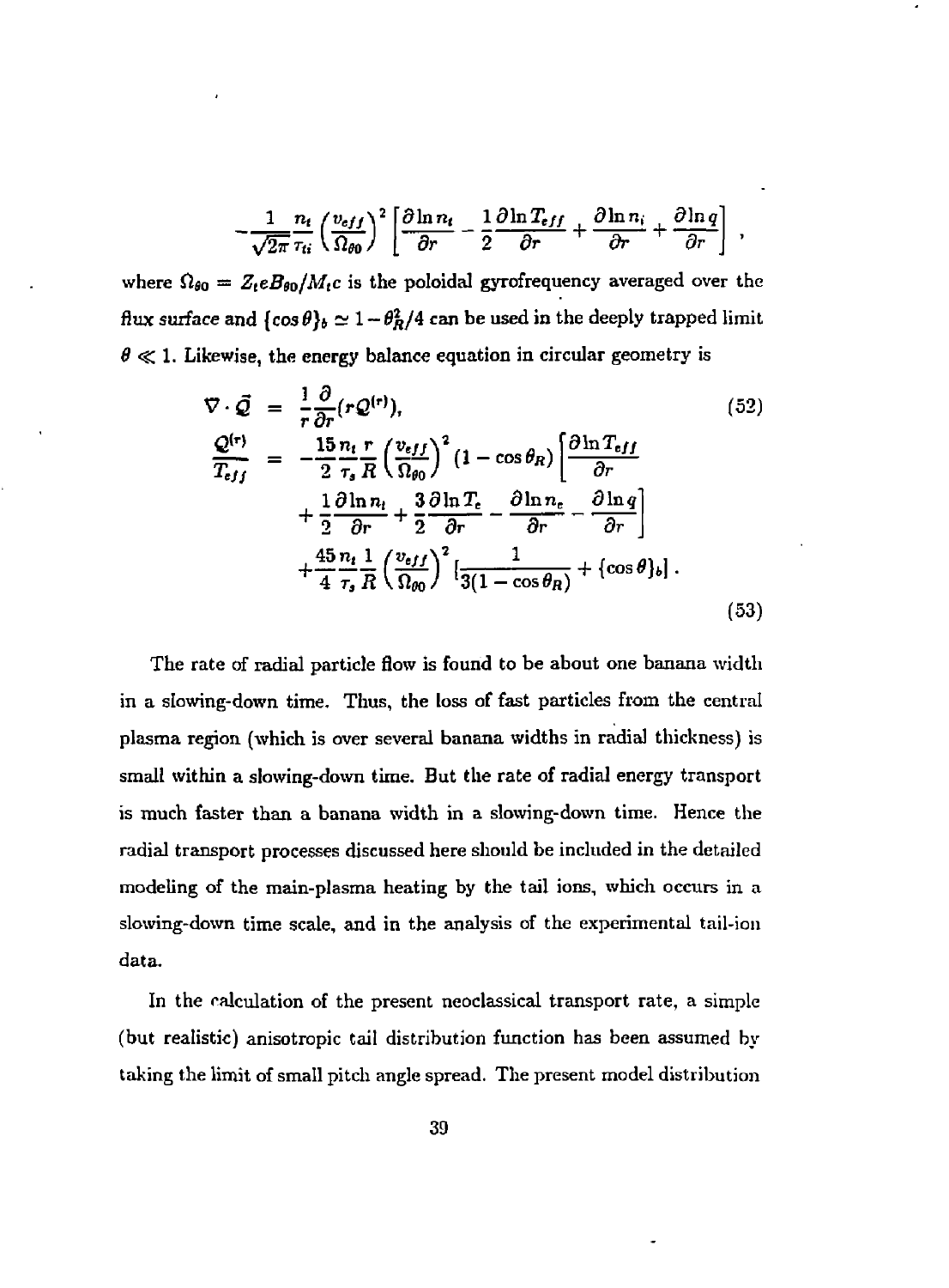$$-\frac{1}{\sqrt{2\pi}}\frac{n_t}{\tau_{ti}}\left(\frac{v_{eff}}{\Omega_{\theta 0}}\right)^2\left[\frac{\partial \ln n_t}{\partial r} - \frac{1}{2}\frac{\partial \ln T_{eff}}{\partial r} + \frac{\partial \ln n_i}{\partial r} + \frac{\partial \ln q}{\partial r}\right] ,$$

where $\Omega_{\theta 0} = Z_t e B_{\theta 0}/M_t c$ is the poloidal gyrofrequency averaged over the flux surface and $\{\cos\theta\}_b \simeq 1 - \theta_R^2/4$ can be used in the deeply trapped limit $\theta \ll 1$. Likewise, the energy balance equation in circular geometry is

$$\nabla \cdot \vec{Q} = \frac{1}{r}\frac{\partial}{\partial r}(rQ^{(r)}), \tag{52}$$

$$\begin{aligned}
\frac{Q^{(r)}}{T_{eff}} = & -\frac{15}{2}\frac{n_t}{\tau_s}\frac{r}{R}\left(\frac{v_{eff}}{\Omega_{\theta 0}}\right)^2 (1-\cos\theta_R)\left[\frac{\partial \ln T_{eff}}{\partial r}\right. \\
& \left. + \frac{1}{2}\frac{\partial \ln n_t}{\partial r} + \frac{3}{2}\frac{\partial \ln T_e}{\partial r} - \frac{\partial \ln n_e}{\partial r} - \frac{\partial \ln q}{\partial r}\right] \\
& + \frac{45}{4}\frac{n_t}{\tau_s}\frac{1}{R}\left(\frac{v_{eff}}{\Omega_{\theta 0}}\right)^2 \left[\frac{1}{3(1-\cos\theta_R)} + \{\cos\theta\}_b\right].
\end{aligned} \tag{53}$$

The rate of radial particle flow is found to be about one banana width in a slowing-down time. Thus, the loss of fast particles from the central plasma region (which is over several banana widths in radial thickness) is small within a slowing-down time. But the rate of radial energy transport is much faster than a banana width in a slowing-down time. Hence the radial transport processes discussed here should be included in the detailed modeling of the main-plasma heating by the tail ions, which occurs in a slowing-down time scale, and in the analysis of the experimental tail-ion data.

In the calculation of the present neoclassical transport rate, a simple (but realistic) anisotropic tail distribution function has been assumed by taking the limit of small pitch angle spread. The present model distribution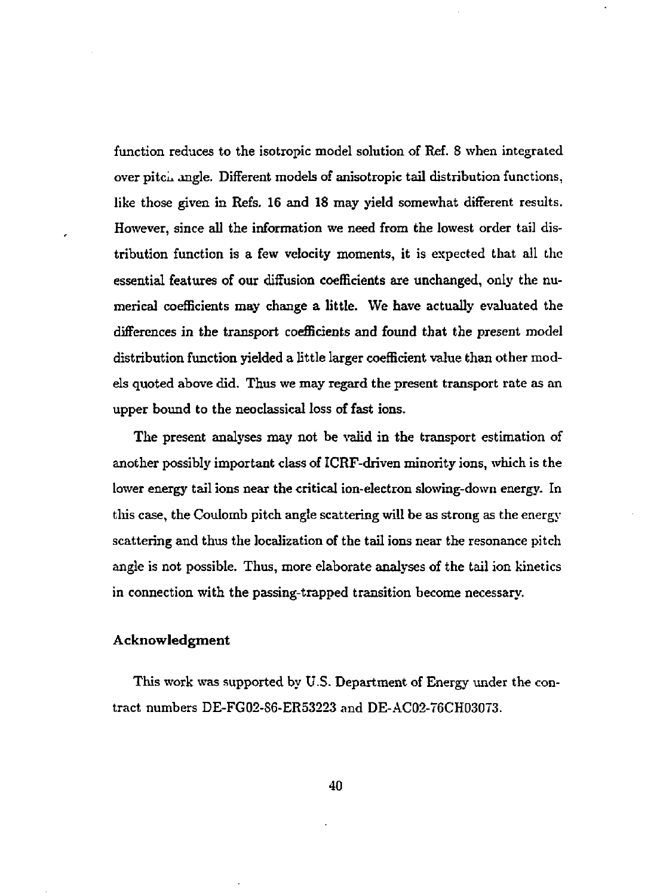function reduces to the isotropic model solution of Ref. 8 when integrated over pitch angle. Different models of anisotropic tail distribution functions, like those given in Refs. 16 and 18 may yield somewhat different results. However, since all the information we need from the lowest order tail distribution function is a few velocity moments, it is expected that all the essential features of our diffusion coefficients are unchanged, only the numerical coefficients may change a little. We have actually evaluated the differences in the transport coefficients and found that the present model distribution function yielded a little larger coefficient value than other models quoted above did. Thus we may regard the present transport rate as an upper bound to the neoclassical loss of fast ions.

The present analyses may not be valid in the transport estimation of another possibly important class of ICRF-driven minority ions, which is the lower energy tail ions near the critical ion-electron slowing-down energy. In this case, the Coulomb pitch angle scattering will be as strong as the energy scattering and thus the localization of the tail ions near the resonance pitch angle is not possible. Thus, more elaborate analyses of the tail ion kinetics in connection with the passing-trapped transition become necessary.

### Acknowledgment

This work was supported by U.S. Department of Energy under the contract numbers DE-FG02-86-ER53223 and DE-AC02-76CH03073.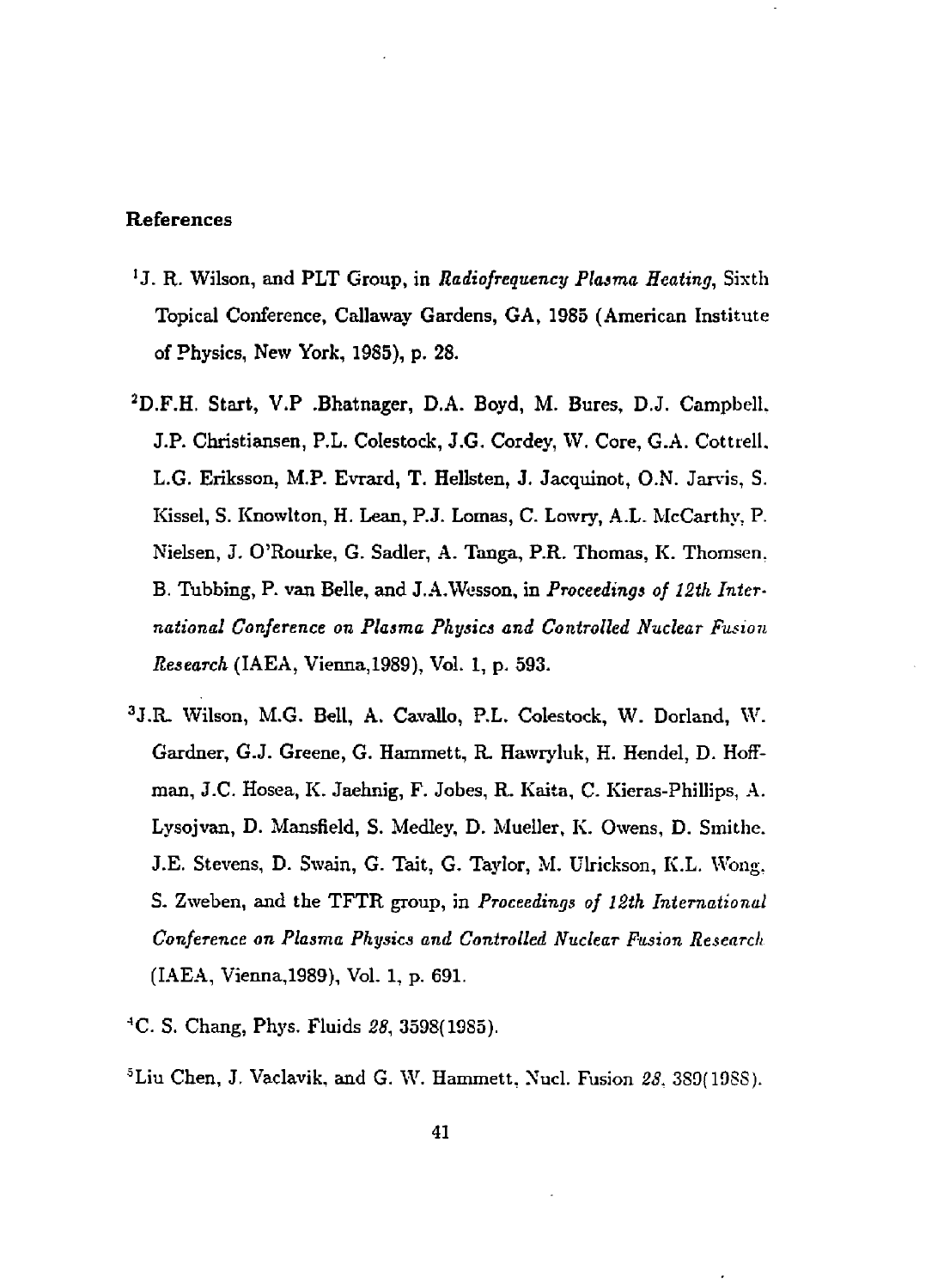# References

[1] J. R. Wilson, and PLT Group, in *Radiofrequency Plasma Heating*, Sixth Topical Conference, Callaway Gardens, GA, 1985 (American Institute of Physics, New York, 1985), p. 28.

[2] D.F.H. Start, V.P .Bhatnager, D.A. Boyd, M. Bures, D.J. Campbell, J.P. Christiansen, P.L. Colestock, J.G. Cordey, W. Core, G.A. Cottrell, L.G. Eriksson, M.P. Evrard, T. Hellsten, J. Jacquinot, O.N. Jarvis, S. Kissel, S. Knowlton, H. Lean, P.J. Lomas, C. Lowry, A.L. McCarthy, P. Nielsen, J. O'Rourke, G. Sadler, A. Tanga, P.R. Thomas, K. Thomsen, B. Tubbing, P. van Belle, and J.A.Wesson, in *Proceedings of 12th International Conference on Plasma Physics and Controlled Nuclear Fusion Research* (IAEA, Vienna,1989), Vol. 1, p. 593.

[3] J.R. Wilson, M.G. Bell, A. Cavallo, P.L. Colestock, W. Dorland, W. Gardner, G.J. Greene, G. Hammett, R. Hawryluk, H. Hendel, D. Hoffman, J.C. Hosea, K. Jaehnig, F. Jobes, R. Kaita, C. Kieras-Phillips, A. Lysojvan, D. Mansfield, S. Medley, D. Mueller, K. Owens, D. Smithe, J.E. Stevens, D. Swain, G. Tait, G. Taylor, M. Ulrickson, K.L. Wong, S. Zweben, and the TFTR group, in *Proceedings of 12th International Conference on Plasma Physics and Controlled Nuclear Fusion Research* (IAEA, Vienna,1989), Vol. 1, p. 691.

[4] C. S. Chang, Phys. Fluids *28*, 3598(1985).

[5] Liu Chen, J. Vaclavik, and G. W. Hammett, Nucl. Fusion *28*, 389(1988).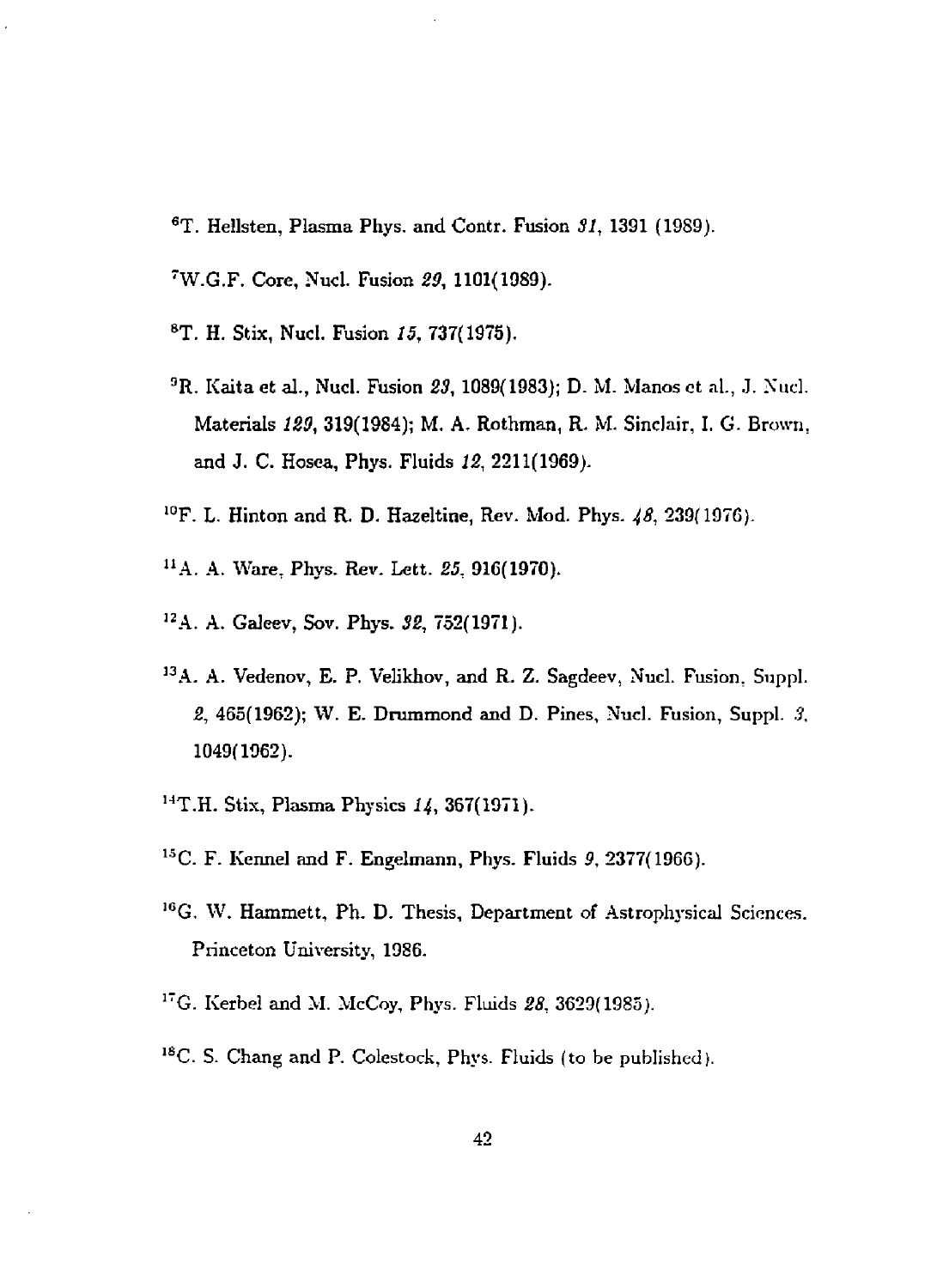[6]T. Hellsten, Plasma Phys. and Contr. Fusion *31*, 1391 (1989).

[7]W.G.F. Core, Nucl. Fusion *29*, 1101(1989).

[8]T. H. Stix, Nucl. Fusion *15*, 737(1975).

[9]R. Kaita et al., Nucl. Fusion *23*, 1089(1983); D. M. Manos et al., J. Nucl. Materials *129*, 319(1984); M. A. Rothman, R. M. Sinclair, I. G. Brown, and J. C. Hosea, Phys. Fluids *12*, 2211(1969).

[10]F. L. Hinton and R. D. Hazeltine, Rev. Mod. Phys. *48*, 239(1976).

[11]A. A. Ware, Phys. Rev. Lett. *25*, 916(1970).

[12]A. A. Galeev, Sov. Phys. *32*, 752(1971).

[13]A. A. Vedenov, E. P. Velikhov, and R. Z. Sagdeev, Nucl. Fusion, Suppl. *2*, 465(1962); W. E. Drummond and D. Pines, Nucl. Fusion, Suppl. *3*, 1049(1962).

[14]T.H. Stix, Plasma Physics *14*, 367(1971).

[15]C. F. Kennel and F. Engelmann, Phys. Fluids *9*, 2377(1966).

[16]G. W. Hammett, Ph. D. Thesis, Department of Astrophysical Sciences. Princeton University, 1986.

[17]G. Kerbel and M. McCoy, Phys. Fluids *28*, 3629(1985).

[18]C. S. Chang and P. Colestock, Phys. Fluids (to be published).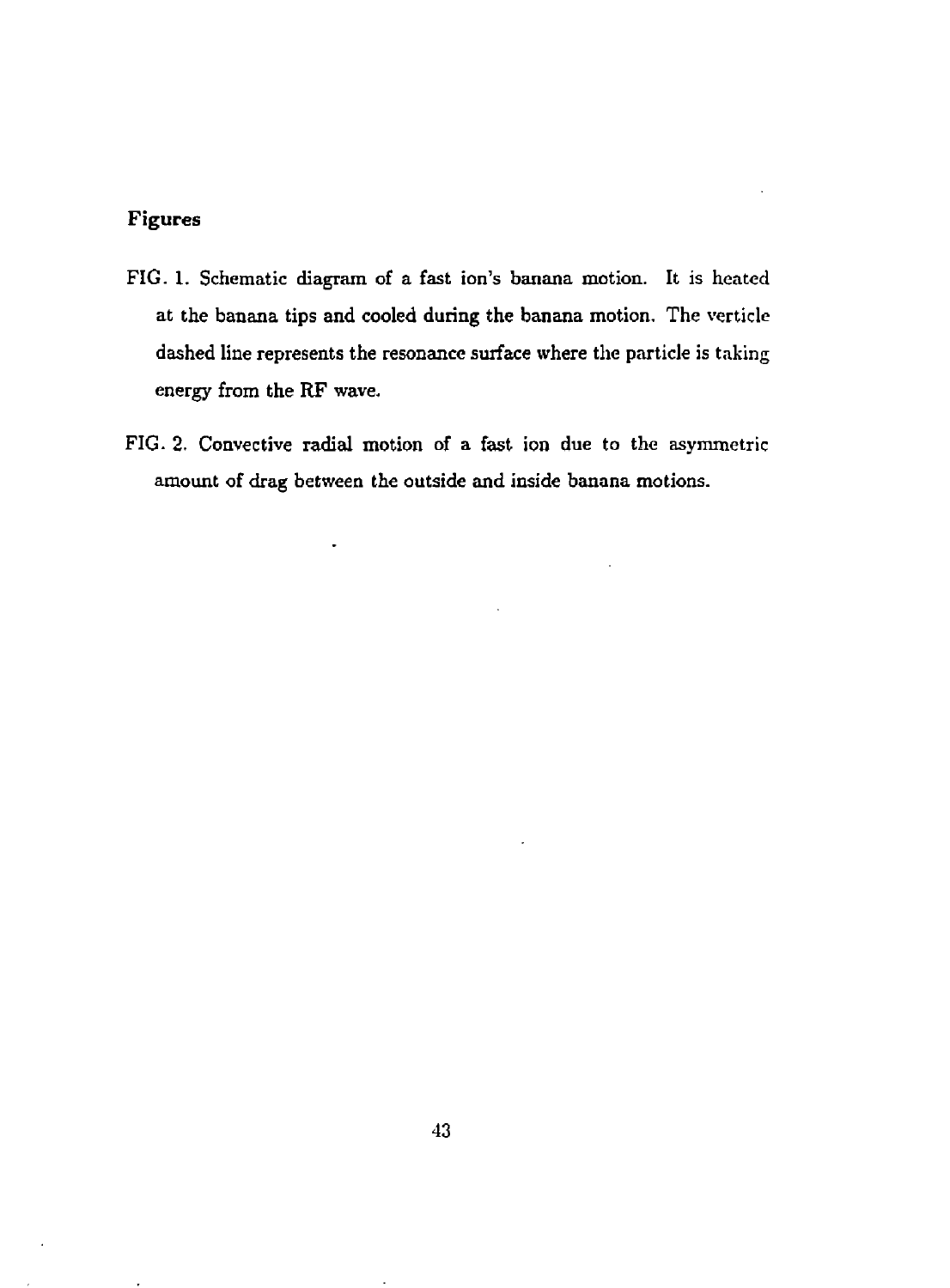## Figures

FIG. 1. Schematic diagram of a fast ion's banana motion. It is heated at the banana tips and cooled during the banana motion. The verticle dashed line represents the resonance surface where the particle is taking energy from the RF wave.

FIG. 2. Convective radial motion of a fast ion due to the asymmetric amount of drag between the outside and inside banana motions.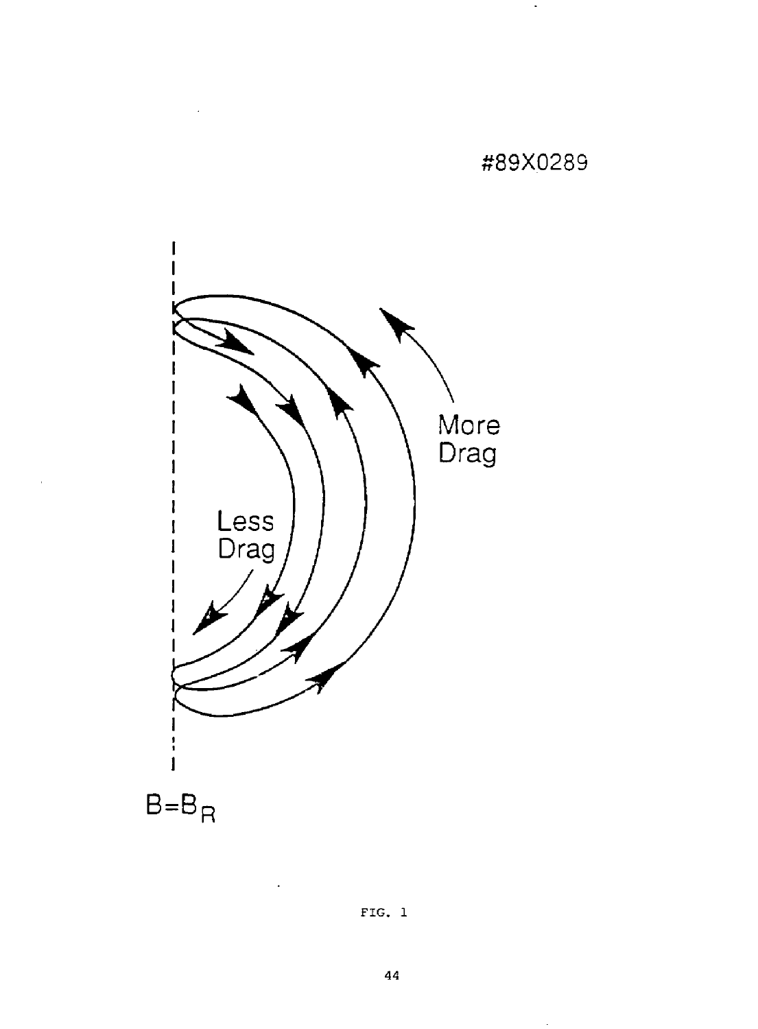#89X0289

More Drag

Less Drag

$B = B_R$

FIG. 1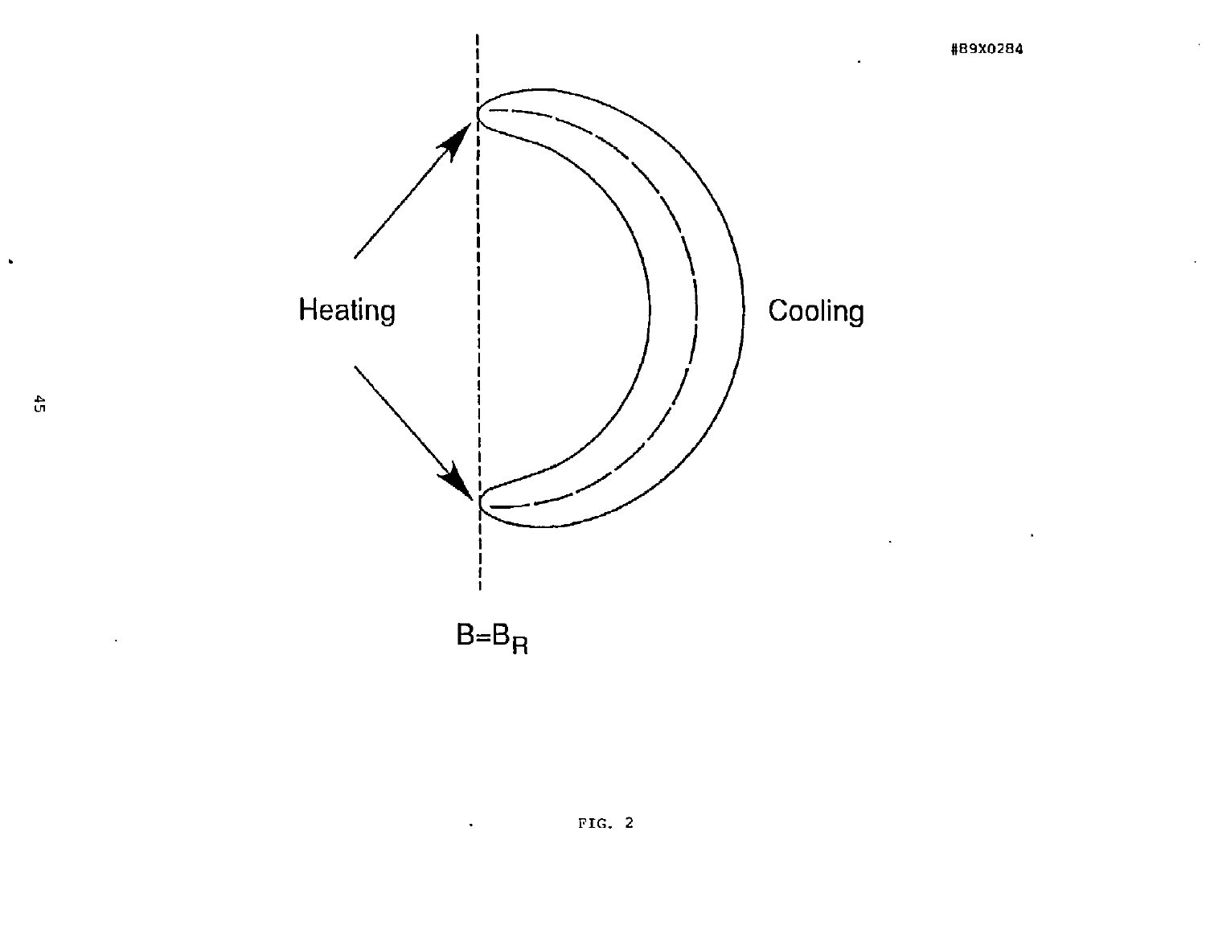#89X0284

Heating

Cooling

$B=B_R$

FIG. 2